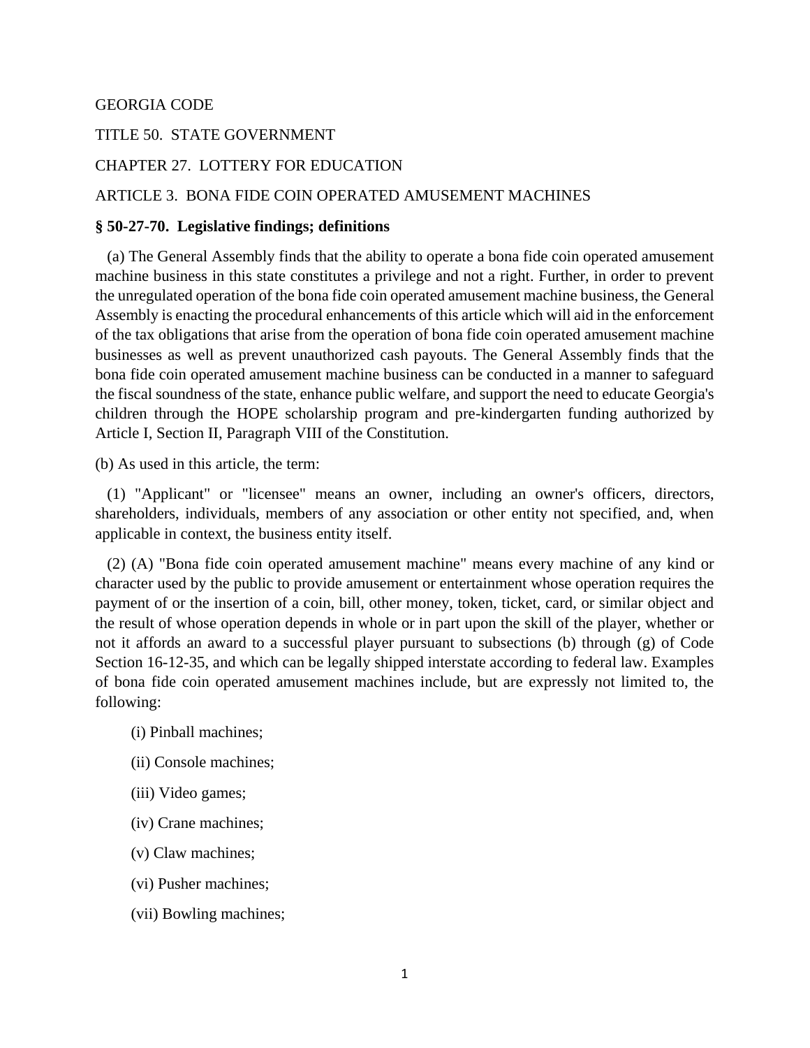GEORGIA CODE

TITLE 50. STATE GOVERNMENT

CHAPTER 27. LOTTERY FOR EDUCATION

ARTICLE 3. BONA FIDE COIN OPERATED AMUSEMENT MACHINES

**§ 50-27-70. Legislative findings; definitions**

(a) The General Assembly finds that the ability to operate a bona fide coin operated amusement machine business in this state constitutes a privilege and not a right. Further, in order to prevent the unregulated operation of the bona fide coin operated amusement machine business, the General Assembly is enacting the procedural enhancements of this article which will aid in the enforcement of the tax obligations that arise from the operation of bona fide coin operated amusement machine businesses as well as prevent unauthorized cash payouts. The General Assembly finds that the bona fide coin operated amusement machine business can be conducted in a manner to safeguard the fiscal soundness of the state, enhance public welfare, and support the need to educate Georgia's children through the HOPE scholarship program and pre-kindergarten funding authorized by Article I, Section II, Paragraph VIII of the Constitution.

(b) As used in this article, the term:

(1) "Applicant" or "licensee" means an owner, including an owner's officers, directors, shareholders, individuals, members of any association or other entity not specified, and, when applicable in context, the business entity itself.

(2) (A) "Bona fide coin operated amusement machine" means every machine of any kind or character used by the public to provide amusement or entertainment whose operation requires the payment of or the insertion of a coin, bill, other money, token, ticket, card, or similar object and the result of whose operation depends in whole or in part upon the skill of the player, whether or not it affords an award to a successful player pursuant to subsections (b) through (g) of Code Section 16-12-35, and which can be legally shipped interstate according to federal law. Examples of bona fide coin operated amusement machines include, but are expressly not limited to, the following:

(i) Pinball machines;

(ii) Console machines;

(iii) Video games;

(iv) Crane machines;

(v) Claw machines;

(vi) Pusher machines;

(vii) Bowling machines;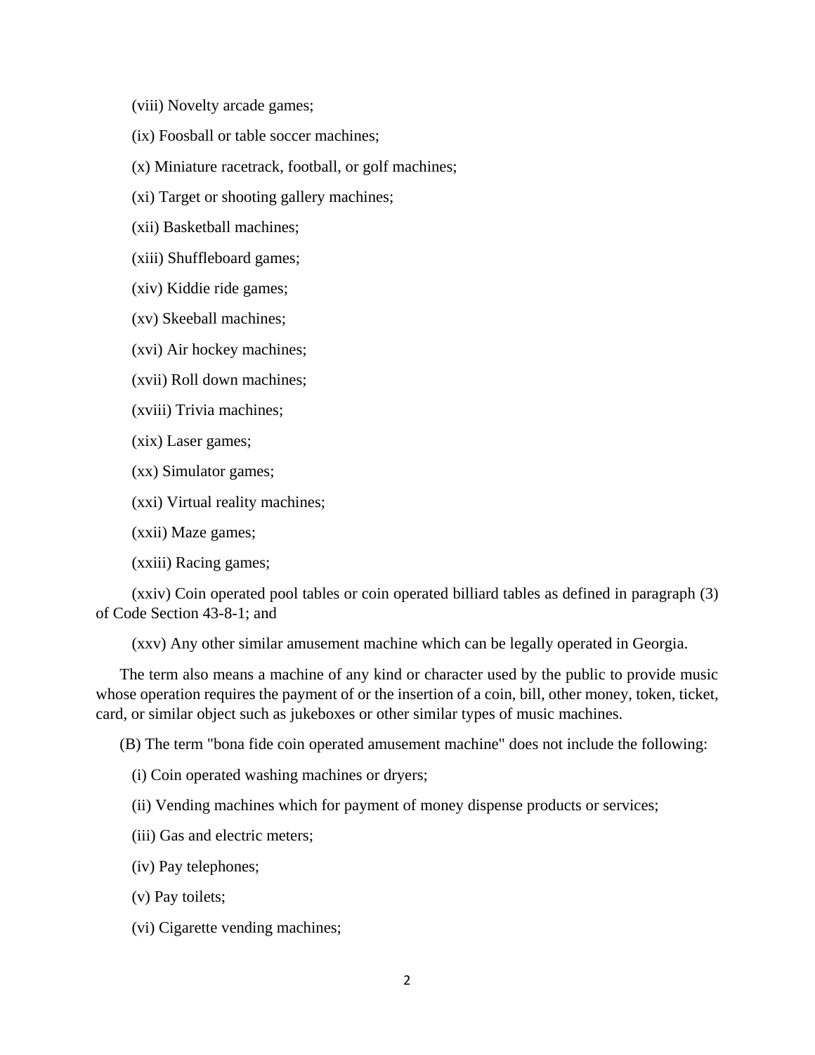(viii) Novelty arcade games;

(ix) Foosball or table soccer machines;

(x) Miniature racetrack, football, or golf machines;

(xi) Target or shooting gallery machines;

(xii) Basketball machines;

(xiii) Shuffleboard games;

(xiv) Kiddie ride games;

(xv) Skeeball machines;

(xvi) Air hockey machines;

(xvii) Roll down machines;

(xviii) Trivia machines;

(xix) Laser games;

(xx) Simulator games;

(xxi) Virtual reality machines;

(xxii) Maze games;

(xxiii) Racing games;

(xxiv) Coin operated pool tables or coin operated billiard tables as defined in paragraph (3) of Code Section 43-8-1; and

(xxv) Any other similar amusement machine which can be legally operated in Georgia.

The term also means a machine of any kind or character used by the public to provide music whose operation requires the payment of or the insertion of a coin, bill, other money, token, ticket, card, or similar object such as jukeboxes or other similar types of music machines.

(B) The term "bona fide coin operated amusement machine" does not include the following:

(i) Coin operated washing machines or dryers;

(ii) Vending machines which for payment of money dispense products or services;

(iii) Gas and electric meters;

(iv) Pay telephones;

(v) Pay toilets;

(vi) Cigarette vending machines;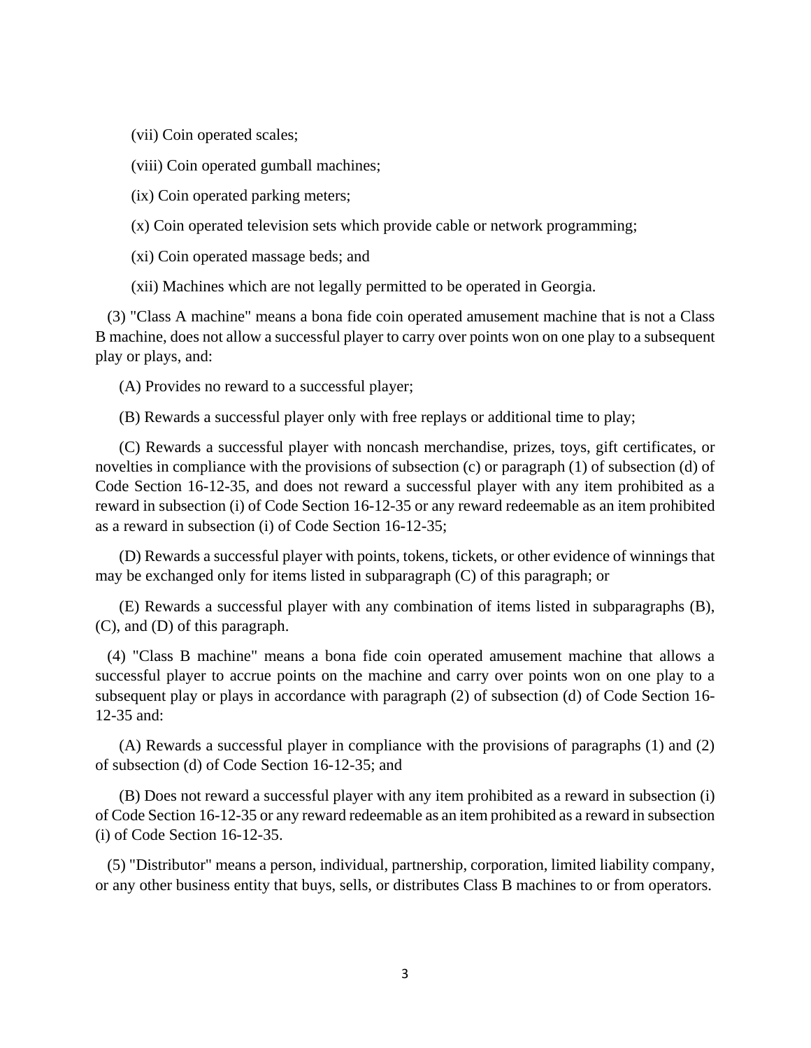(vii) Coin operated scales;

(viii) Coin operated gumball machines;

(ix) Coin operated parking meters;

(x) Coin operated television sets which provide cable or network programming;

(xi) Coin operated massage beds; and

(xii) Machines which are not legally permitted to be operated in Georgia.

(3) "Class A machine" means a bona fide coin operated amusement machine that is not a Class B machine, does not allow a successful player to carry over points won on one play to a subsequent play or plays, and:

(A) Provides no reward to a successful player;

(B) Rewards a successful player only with free replays or additional time to play;

(C) Rewards a successful player with noncash merchandise, prizes, toys, gift certificates, or novelties in compliance with the provisions of subsection (c) or paragraph (1) of subsection (d) of Code Section 16-12-35, and does not reward a successful player with any item prohibited as a reward in subsection (i) of Code Section 16-12-35 or any reward redeemable as an item prohibited as a reward in subsection (i) of Code Section 16-12-35;

(D) Rewards a successful player with points, tokens, tickets, or other evidence of winnings that may be exchanged only for items listed in subparagraph (C) of this paragraph; or

(E) Rewards a successful player with any combination of items listed in subparagraphs (B), (C), and (D) of this paragraph.

(4) "Class B machine" means a bona fide coin operated amusement machine that allows a successful player to accrue points on the machine and carry over points won on one play to a subsequent play or plays in accordance with paragraph (2) of subsection (d) of Code Section 16-12-35 and:

(A) Rewards a successful player in compliance with the provisions of paragraphs (1) and (2) of subsection (d) of Code Section 16-12-35; and

(B) Does not reward a successful player with any item prohibited as a reward in subsection (i) of Code Section 16-12-35 or any reward redeemable as an item prohibited as a reward in subsection (i) of Code Section 16-12-35.

(5) "Distributor" means a person, individual, partnership, corporation, limited liability company, or any other business entity that buys, sells, or distributes Class B machines to or from operators.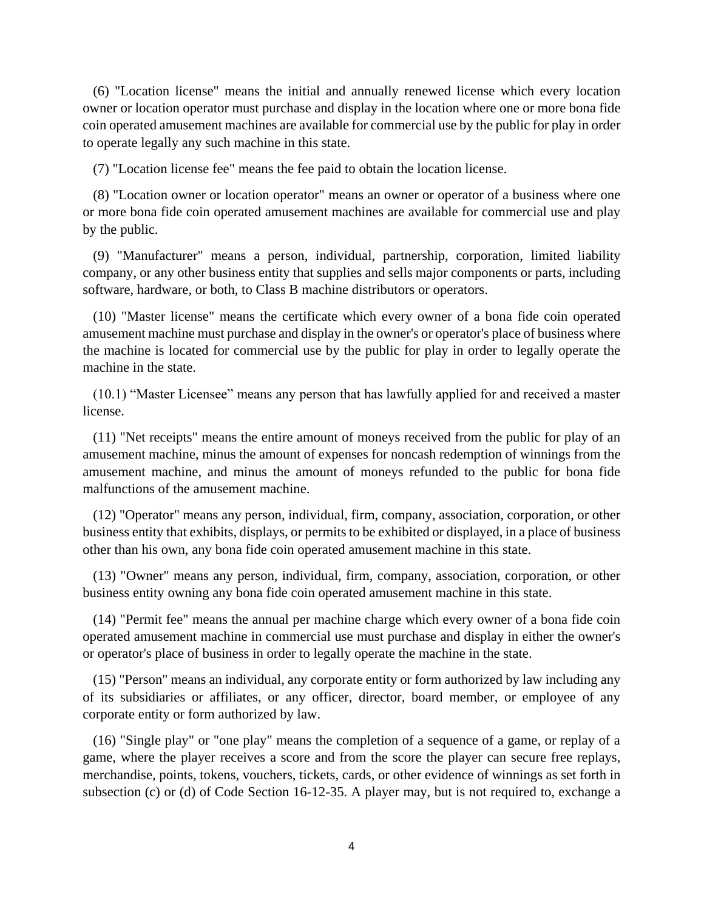(6) "Location license" means the initial and annually renewed license which every location owner or location operator must purchase and display in the location where one or more bona fide coin operated amusement machines are available for commercial use by the public for play in order to operate legally any such machine in this state.

(7) "Location license fee" means the fee paid to obtain the location license.

(8) "Location owner or location operator" means an owner or operator of a business where one or more bona fide coin operated amusement machines are available for commercial use and play by the public.

(9) "Manufacturer" means a person, individual, partnership, corporation, limited liability company, or any other business entity that supplies and sells major components or parts, including software, hardware, or both, to Class B machine distributors or operators.

(10) "Master license" means the certificate which every owner of a bona fide coin operated amusement machine must purchase and display in the owner's or operator's place of business where the machine is located for commercial use by the public for play in order to legally operate the machine in the state.

(10.1) “Master Licensee” means any person that has lawfully applied for and received a master license.

(11) "Net receipts" means the entire amount of moneys received from the public for play of an amusement machine, minus the amount of expenses for noncash redemption of winnings from the amusement machine, and minus the amount of moneys refunded to the public for bona fide malfunctions of the amusement machine.

(12) "Operator" means any person, individual, firm, company, association, corporation, or other business entity that exhibits, displays, or permits to be exhibited or displayed, in a place of business other than his own, any bona fide coin operated amusement machine in this state.

(13) "Owner" means any person, individual, firm, company, association, corporation, or other business entity owning any bona fide coin operated amusement machine in this state.

(14) "Permit fee" means the annual per machine charge which every owner of a bona fide coin operated amusement machine in commercial use must purchase and display in either the owner's or operator's place of business in order to legally operate the machine in the state.

(15) "Person" means an individual, any corporate entity or form authorized by law including any of its subsidiaries or affiliates, or any officer, director, board member, or employee of any corporate entity or form authorized by law.

(16) "Single play" or "one play" means the completion of a sequence of a game, or replay of a game, where the player receives a score and from the score the player can secure free replays, merchandise, points, tokens, vouchers, tickets, cards, or other evidence of winnings as set forth in subsection (c) or (d) of Code Section 16-12-35. A player may, but is not required to, exchange a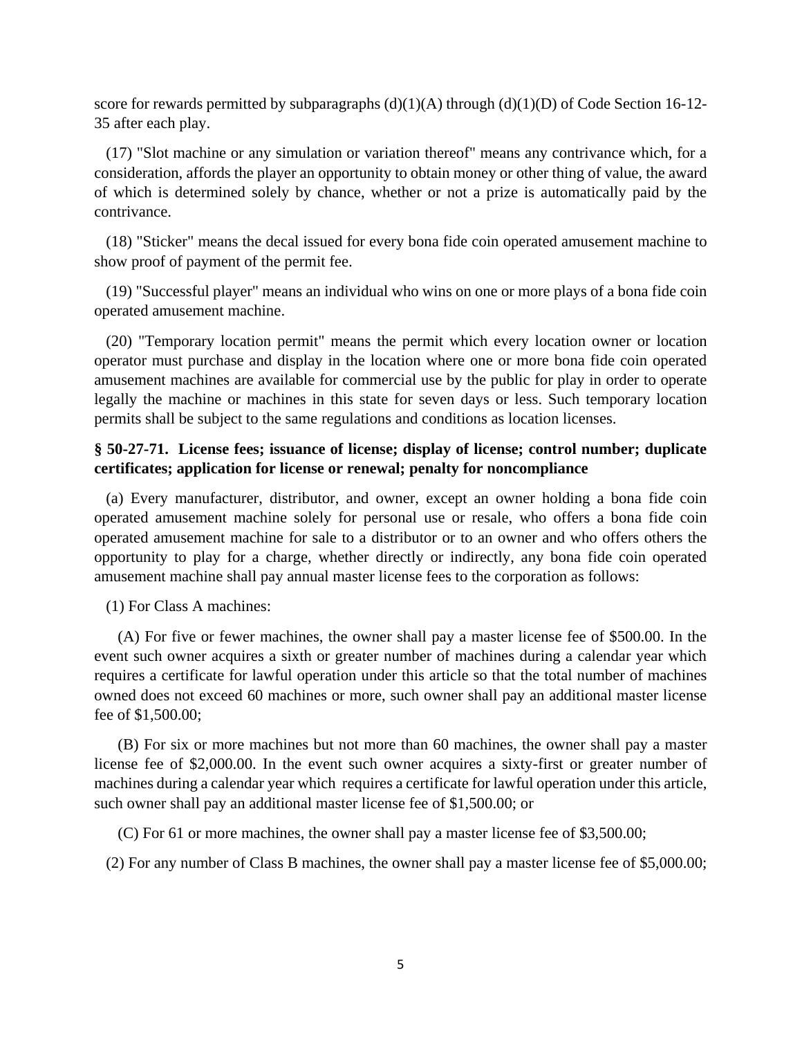score for rewards permitted by subparagraphs (d)(1)(A) through (d)(1)(D) of Code Section 16-12-35 after each play.

(17) "Slot machine or any simulation or variation thereof" means any contrivance which, for a consideration, affords the player an opportunity to obtain money or other thing of value, the award of which is determined solely by chance, whether or not a prize is automatically paid by the contrivance.

(18) "Sticker" means the decal issued for every bona fide coin operated amusement machine to show proof of payment of the permit fee.

(19) "Successful player" means an individual who wins on one or more plays of a bona fide coin operated amusement machine.

(20) "Temporary location permit" means the permit which every location owner or location operator must purchase and display in the location where one or more bona fide coin operated amusement machines are available for commercial use by the public for play in order to operate legally the machine or machines in this state for seven days or less. Such temporary location permits shall be subject to the same regulations and conditions as location licenses.

**§ 50-27-71. License fees; issuance of license; display of license; control number; duplicate certificates; application for license or renewal; penalty for noncompliance**

(a) Every manufacturer, distributor, and owner, except an owner holding a bona fide coin operated amusement machine solely for personal use or resale, who offers a bona fide coin operated amusement machine for sale to a distributor or to an owner and who offers others the opportunity to play for a charge, whether directly or indirectly, any bona fide coin operated amusement machine shall pay annual master license fees to the corporation as follows:

(1) For Class A machines:

(A) For five or fewer machines, the owner shall pay a master license fee of $500.00. In the event such owner acquires a sixth or greater number of machines during a calendar year which requires a certificate for lawful operation under this article so that the total number of machines owned does not exceed 60 machines or more, such owner shall pay an additional master license fee of $1,500.00;

(B) For six or more machines but not more than 60 machines, the owner shall pay a master license fee of $2,000.00. In the event such owner acquires a sixty-first or greater number of machines during a calendar year which requires a certificate for lawful operation under this article, such owner shall pay an additional master license fee of $1,500.00; or

(C) For 61 or more machines, the owner shall pay a master license fee of $3,500.00;

(2) For any number of Class B machines, the owner shall pay a master license fee of $5,000.00;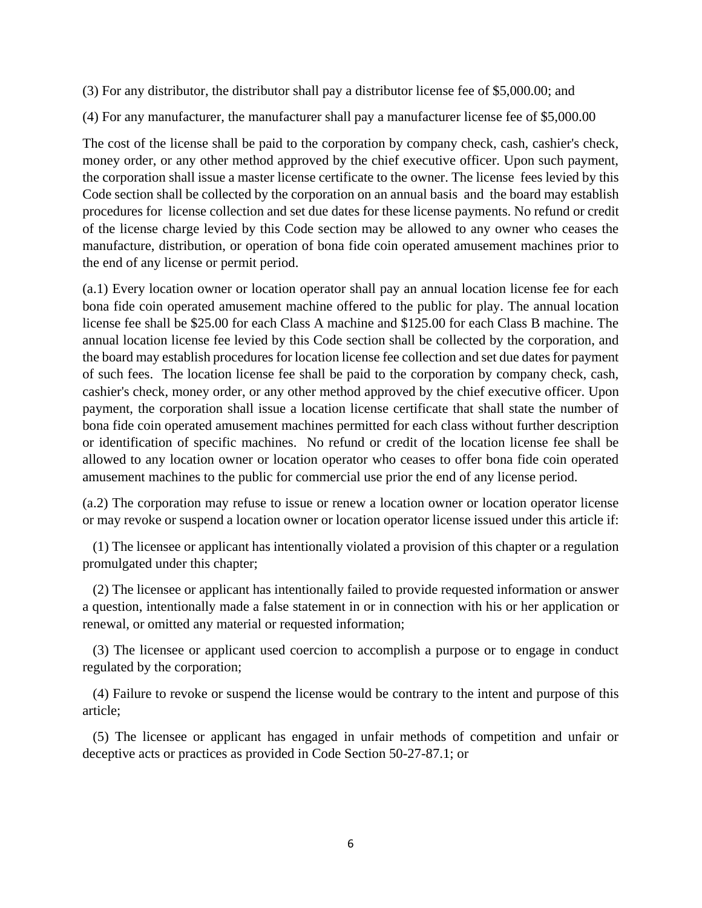(3) For any distributor, the distributor shall pay a distributor license fee of $5,000.00; and

(4) For any manufacturer, the manufacturer shall pay a manufacturer license fee of $5,000.00

The cost of the license shall be paid to the corporation by company check, cash, cashier's check, money order, or any other method approved by the chief executive officer. Upon such payment, the corporation shall issue a master license certificate to the owner. The license fees levied by this Code section shall be collected by the corporation on an annual basis and the board may establish procedures for license collection and set due dates for these license payments. No refund or credit of the license charge levied by this Code section may be allowed to any owner who ceases the manufacture, distribution, or operation of bona fide coin operated amusement machines prior to the end of any license or permit period.

(a.1) Every location owner or location operator shall pay an annual location license fee for each bona fide coin operated amusement machine offered to the public for play. The annual location license fee shall be $25.00 for each Class A machine and $125.00 for each Class B machine. The annual location license fee levied by this Code section shall be collected by the corporation, and the board may establish procedures for location license fee collection and set due dates for payment of such fees. The location license fee shall be paid to the corporation by company check, cash, cashier's check, money order, or any other method approved by the chief executive officer. Upon payment, the corporation shall issue a location license certificate that shall state the number of bona fide coin operated amusement machines permitted for each class without further description or identification of specific machines. No refund or credit of the location license fee shall be allowed to any location owner or location operator who ceases to offer bona fide coin operated amusement machines to the public for commercial use prior the end of any license period.

(a.2) The corporation may refuse to issue or renew a location owner or location operator license or may revoke or suspend a location owner or location operator license issued under this article if:

(1) The licensee or applicant has intentionally violated a provision of this chapter or a regulation promulgated under this chapter;

(2) The licensee or applicant has intentionally failed to provide requested information or answer a question, intentionally made a false statement in or in connection with his or her application or renewal, or omitted any material or requested information;

(3) The licensee or applicant used coercion to accomplish a purpose or to engage in conduct regulated by the corporation;

(4) Failure to revoke or suspend the license would be contrary to the intent and purpose of this article;

(5) The licensee or applicant has engaged in unfair methods of competition and unfair or deceptive acts or practices as provided in Code Section 50-27-87.1; or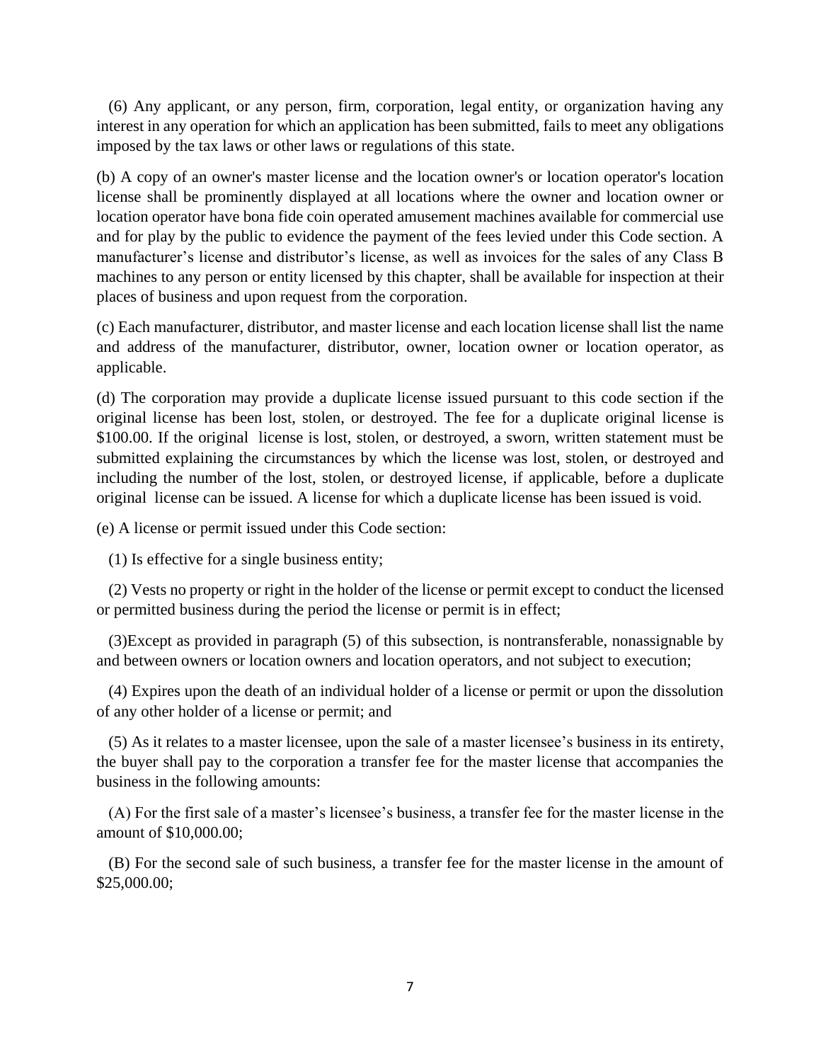(6) Any applicant, or any person, firm, corporation, legal entity, or organization having any interest in any operation for which an application has been submitted, fails to meet any obligations imposed by the tax laws or other laws or regulations of this state.

(b) A copy of an owner's master license and the location owner's or location operator's location license shall be prominently displayed at all locations where the owner and location owner or location operator have bona fide coin operated amusement machines available for commercial use and for play by the public to evidence the payment of the fees levied under this Code section. A manufacturer's license and distributor's license, as well as invoices for the sales of any Class B machines to any person or entity licensed by this chapter, shall be available for inspection at their places of business and upon request from the corporation.

(c) Each manufacturer, distributor, and master license and each location license shall list the name and address of the manufacturer, distributor, owner, location owner or location operator, as applicable.

(d) The corporation may provide a duplicate license issued pursuant to this code section if the original license has been lost, stolen, or destroyed. The fee for a duplicate original license is \$100.00. If the original license is lost, stolen, or destroyed, a sworn, written statement must be submitted explaining the circumstances by which the license was lost, stolen, or destroyed and including the number of the lost, stolen, or destroyed license, if applicable, before a duplicate original license can be issued. A license for which a duplicate license has been issued is void.

(e) A license or permit issued under this Code section:

(1) Is effective for a single business entity;

(2) Vests no property or right in the holder of the license or permit except to conduct the licensed or permitted business during the period the license or permit is in effect;

(3)Except as provided in paragraph (5) of this subsection, is nontransferable, nonassignable by and between owners or location owners and location operators, and not subject to execution;

(4) Expires upon the death of an individual holder of a license or permit or upon the dissolution of any other holder of a license or permit; and

(5) As it relates to a master licensee, upon the sale of a master licensee's business in its entirety, the buyer shall pay to the corporation a transfer fee for the master license that accompanies the business in the following amounts:

(A) For the first sale of a master's licensee's business, a transfer fee for the master license in the amount of \$10,000.00;

(B) For the second sale of such business, a transfer fee for the master license in the amount of \$25,000.00;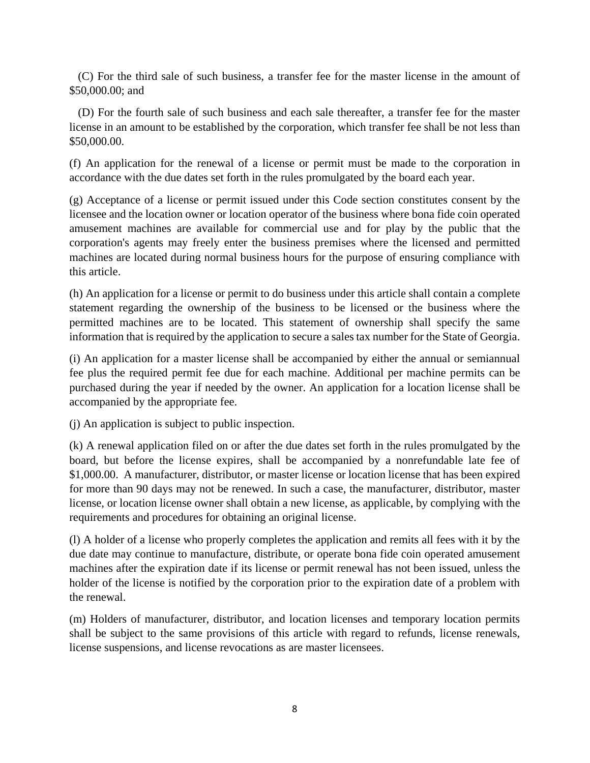(C) For the third sale of such business, a transfer fee for the master license in the amount of $50,000.00; and

(D) For the fourth sale of such business and each sale thereafter, a transfer fee for the master license in an amount to be established by the corporation, which transfer fee shall be not less than $50,000.00.

(f) An application for the renewal of a license or permit must be made to the corporation in accordance with the due dates set forth in the rules promulgated by the board each year.

(g) Acceptance of a license or permit issued under this Code section constitutes consent by the licensee and the location owner or location operator of the business where bona fide coin operated amusement machines are available for commercial use and for play by the public that the corporation's agents may freely enter the business premises where the licensed and permitted machines are located during normal business hours for the purpose of ensuring compliance with this article.

(h) An application for a license or permit to do business under this article shall contain a complete statement regarding the ownership of the business to be licensed or the business where the permitted machines are to be located. This statement of ownership shall specify the same information that is required by the application to secure a sales tax number for the State of Georgia.

(i) An application for a master license shall be accompanied by either the annual or semiannual fee plus the required permit fee due for each machine. Additional per machine permits can be purchased during the year if needed by the owner. An application for a location license shall be accompanied by the appropriate fee.

(j) An application is subject to public inspection.

(k) A renewal application filed on or after the due dates set forth in the rules promulgated by the board, but before the license expires, shall be accompanied by a nonrefundable late fee of $1,000.00. A manufacturer, distributor, or master license or location license that has been expired for more than 90 days may not be renewed. In such a case, the manufacturer, distributor, master license, or location license owner shall obtain a new license, as applicable, by complying with the requirements and procedures for obtaining an original license.

(l) A holder of a license who properly completes the application and remits all fees with it by the due date may continue to manufacture, distribute, or operate bona fide coin operated amusement machines after the expiration date if its license or permit renewal has not been issued, unless the holder of the license is notified by the corporation prior to the expiration date of a problem with the renewal.

(m) Holders of manufacturer, distributor, and location licenses and temporary location permits shall be subject to the same provisions of this article with regard to refunds, license renewals, license suspensions, and license revocations as are master licensees.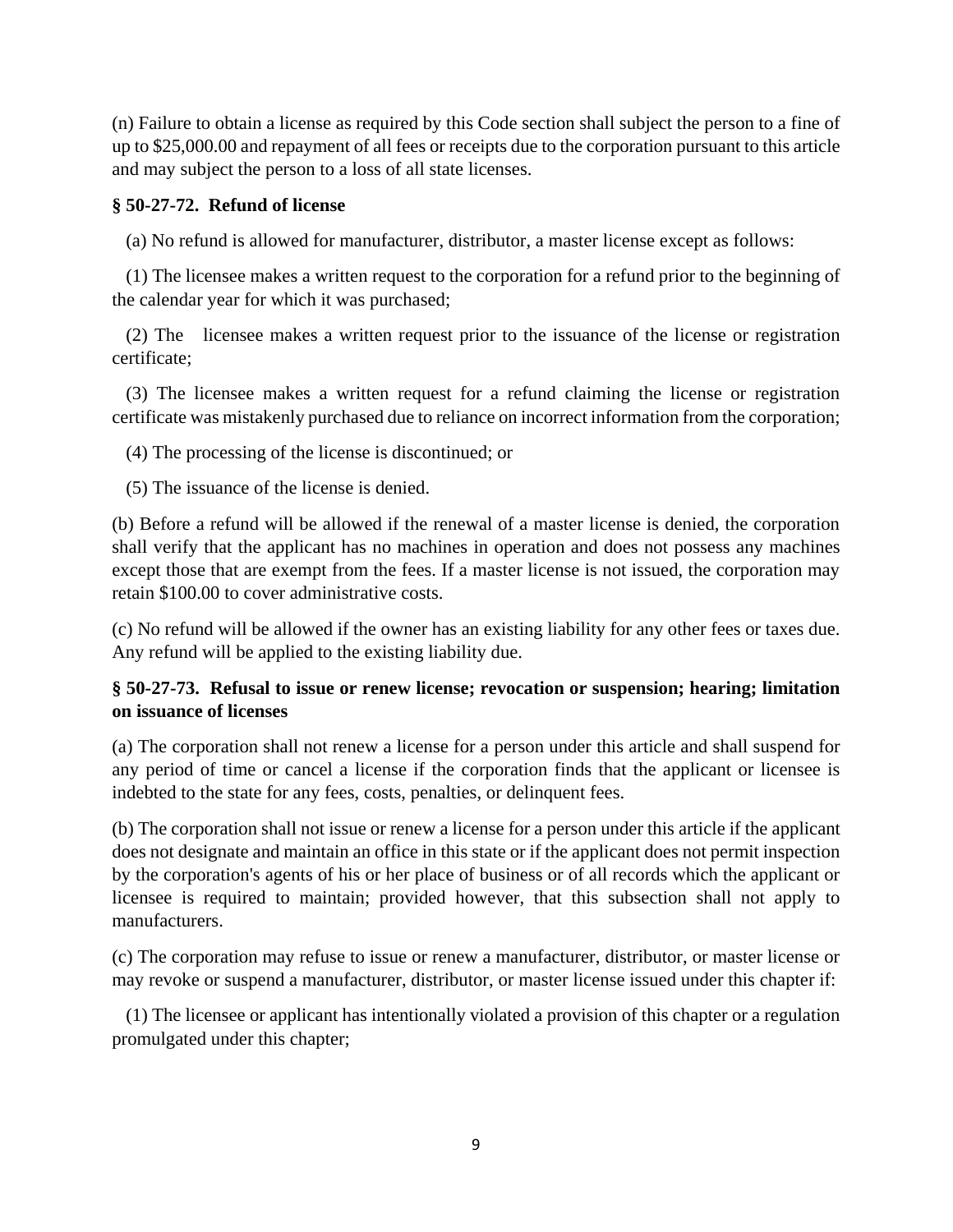(n) Failure to obtain a license as required by this Code section shall subject the person to a fine of up to $25,000.00 and repayment of all fees or receipts due to the corporation pursuant to this article and may subject the person to a loss of all state licenses.

**§ 50-27-72. Refund of license**

(a) No refund is allowed for manufacturer, distributor, a master license except as follows:

(1) The licensee makes a written request to the corporation for a refund prior to the beginning of the calendar year for which it was purchased;

(2) The licensee makes a written request prior to the issuance of the license or registration certificate;

(3) The licensee makes a written request for a refund claiming the license or registration certificate was mistakenly purchased due to reliance on incorrect information from the corporation;

(4) The processing of the license is discontinued; or

(5) The issuance of the license is denied.

(b) Before a refund will be allowed if the renewal of a master license is denied, the corporation shall verify that the applicant has no machines in operation and does not possess any machines except those that are exempt from the fees. If a master license is not issued, the corporation may retain $100.00 to cover administrative costs.

(c) No refund will be allowed if the owner has an existing liability for any other fees or taxes due. Any refund will be applied to the existing liability due.

**§ 50-27-73. Refusal to issue or renew license; revocation or suspension; hearing; limitation on issuance of licenses**

(a) The corporation shall not renew a license for a person under this article and shall suspend for any period of time or cancel a license if the corporation finds that the applicant or licensee is indebted to the state for any fees, costs, penalties, or delinquent fees.

(b) The corporation shall not issue or renew a license for a person under this article if the applicant does not designate and maintain an office in this state or if the applicant does not permit inspection by the corporation's agents of his or her place of business or of all records which the applicant or licensee is required to maintain; provided however, that this subsection shall not apply to manufacturers.

(c) The corporation may refuse to issue or renew a manufacturer, distributor, or master license or may revoke or suspend a manufacturer, distributor, or master license issued under this chapter if:

(1) The licensee or applicant has intentionally violated a provision of this chapter or a regulation promulgated under this chapter;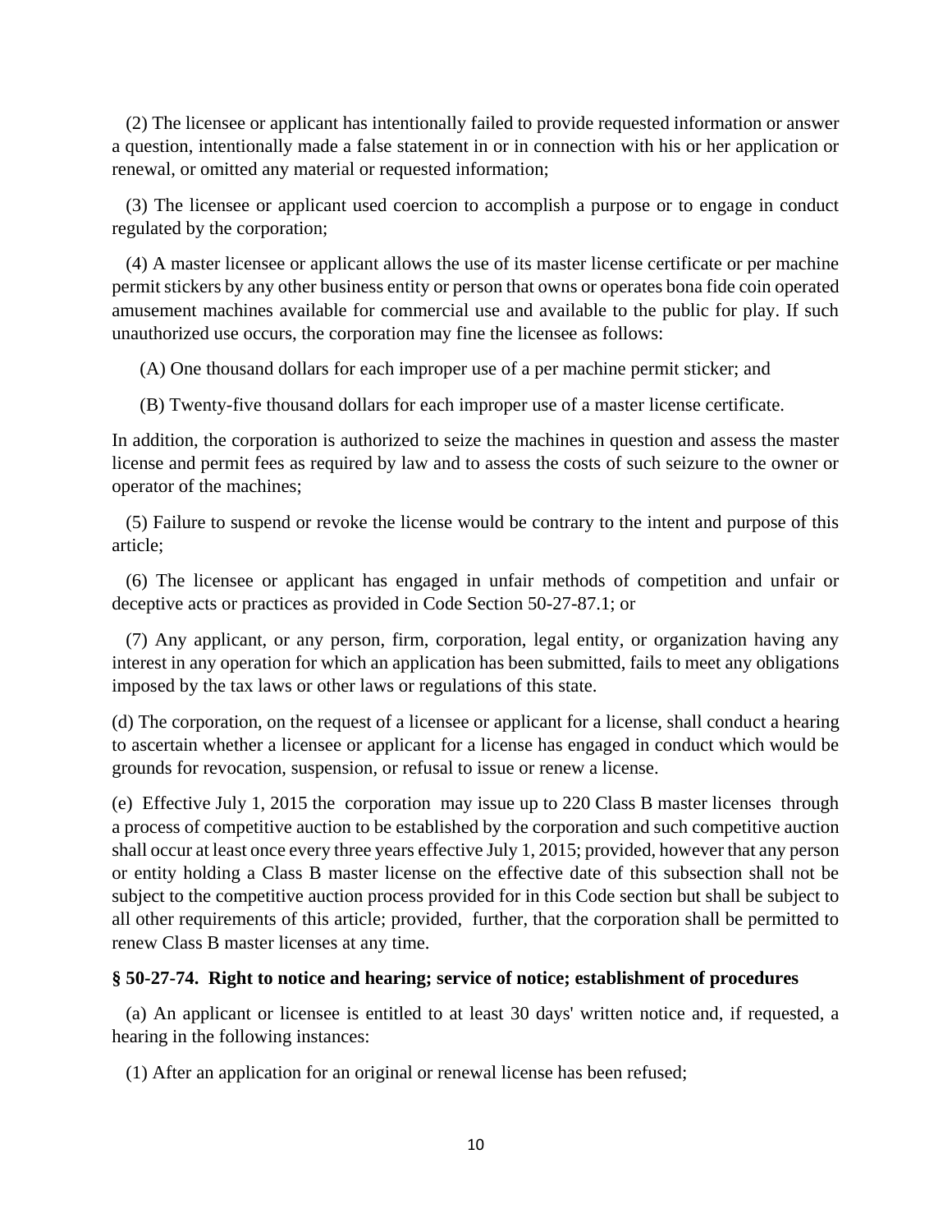(2) The licensee or applicant has intentionally failed to provide requested information or answer a question, intentionally made a false statement in or in connection with his or her application or renewal, or omitted any material or requested information;

(3) The licensee or applicant used coercion to accomplish a purpose or to engage in conduct regulated by the corporation;

(4) A master licensee or applicant allows the use of its master license certificate or per machine permit stickers by any other business entity or person that owns or operates bona fide coin operated amusement machines available for commercial use and available to the public for play. If such unauthorized use occurs, the corporation may fine the licensee as follows:

(A) One thousand dollars for each improper use of a per machine permit sticker; and

(B) Twenty-five thousand dollars for each improper use of a master license certificate.

In addition, the corporation is authorized to seize the machines in question and assess the master license and permit fees as required by law and to assess the costs of such seizure to the owner or operator of the machines;

(5) Failure to suspend or revoke the license would be contrary to the intent and purpose of this article;

(6) The licensee or applicant has engaged in unfair methods of competition and unfair or deceptive acts or practices as provided in Code Section 50-27-87.1; or

(7) Any applicant, or any person, firm, corporation, legal entity, or organization having any interest in any operation for which an application has been submitted, fails to meet any obligations imposed by the tax laws or other laws or regulations of this state.

(d) The corporation, on the request of a licensee or applicant for a license, shall conduct a hearing to ascertain whether a licensee or applicant for a license has engaged in conduct which would be grounds for revocation, suspension, or refusal to issue or renew a license.

(e) Effective July 1, 2015 the corporation may issue up to 220 Class B master licenses through a process of competitive auction to be established by the corporation and such competitive auction shall occur at least once every three years effective July 1, 2015; provided, however that any person or entity holding a Class B master license on the effective date of this subsection shall not be subject to the competitive auction process provided for in this Code section but shall be subject to all other requirements of this article; provided, further, that the corporation shall be permitted to renew Class B master licenses at any time.

**§ 50-27-74. Right to notice and hearing; service of notice; establishment of procedures**

(a) An applicant or licensee is entitled to at least 30 days' written notice and, if requested, a hearing in the following instances:

(1) After an application for an original or renewal license has been refused;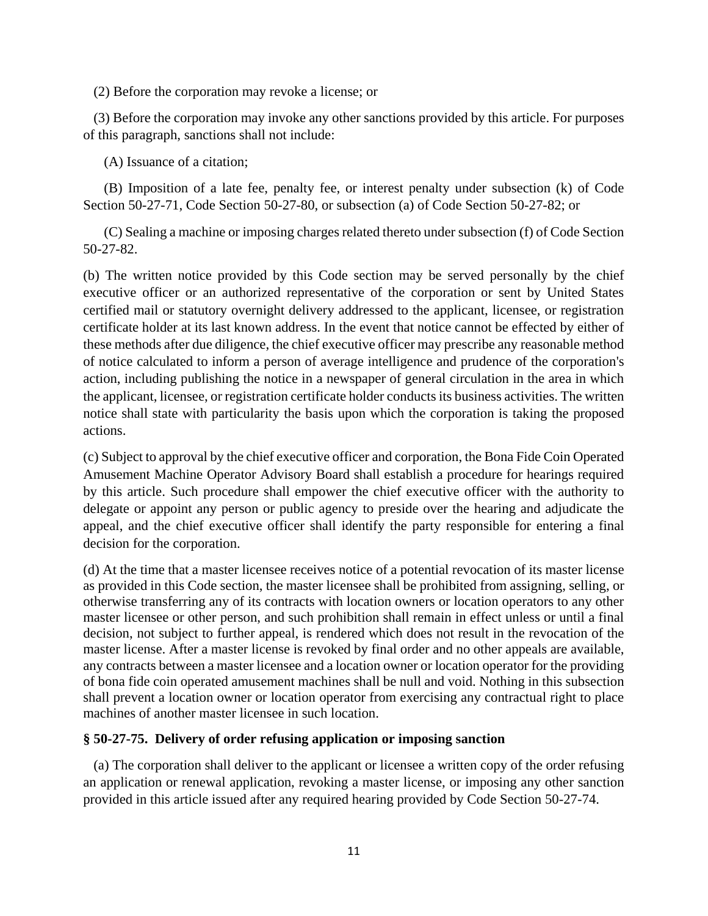(2) Before the corporation may revoke a license; or

(3) Before the corporation may invoke any other sanctions provided by this article. For purposes of this paragraph, sanctions shall not include:

(A) Issuance of a citation;

(B) Imposition of a late fee, penalty fee, or interest penalty under subsection (k) of Code Section 50-27-71, Code Section 50-27-80, or subsection (a) of Code Section 50-27-82; or

(C) Sealing a machine or imposing charges related thereto under subsection (f) of Code Section 50-27-82.

(b) The written notice provided by this Code section may be served personally by the chief executive officer or an authorized representative of the corporation or sent by United States certified mail or statutory overnight delivery addressed to the applicant, licensee, or registration certificate holder at its last known address. In the event that notice cannot be effected by either of these methods after due diligence, the chief executive officer may prescribe any reasonable method of notice calculated to inform a person of average intelligence and prudence of the corporation's action, including publishing the notice in a newspaper of general circulation in the area in which the applicant, licensee, or registration certificate holder conducts its business activities. The written notice shall state with particularity the basis upon which the corporation is taking the proposed actions.

(c) Subject to approval by the chief executive officer and corporation, the Bona Fide Coin Operated Amusement Machine Operator Advisory Board shall establish a procedure for hearings required by this article. Such procedure shall empower the chief executive officer with the authority to delegate or appoint any person or public agency to preside over the hearing and adjudicate the appeal, and the chief executive officer shall identify the party responsible for entering a final decision for the corporation.

(d) At the time that a master licensee receives notice of a potential revocation of its master license as provided in this Code section, the master licensee shall be prohibited from assigning, selling, or otherwise transferring any of its contracts with location owners or location operators to any other master licensee or other person, and such prohibition shall remain in effect unless or until a final decision, not subject to further appeal, is rendered which does not result in the revocation of the master license. After a master license is revoked by final order and no other appeals are available, any contracts between a master licensee and a location owner or location operator for the providing of bona fide coin operated amusement machines shall be null and void. Nothing in this subsection shall prevent a location owner or location operator from exercising any contractual right to place machines of another master licensee in such location.

### § 50-27-75. Delivery of order refusing application or imposing sanction

(a) The corporation shall deliver to the applicant or licensee a written copy of the order refusing an application or renewal application, revoking a master license, or imposing any other sanction provided in this article issued after any required hearing provided by Code Section 50-27-74.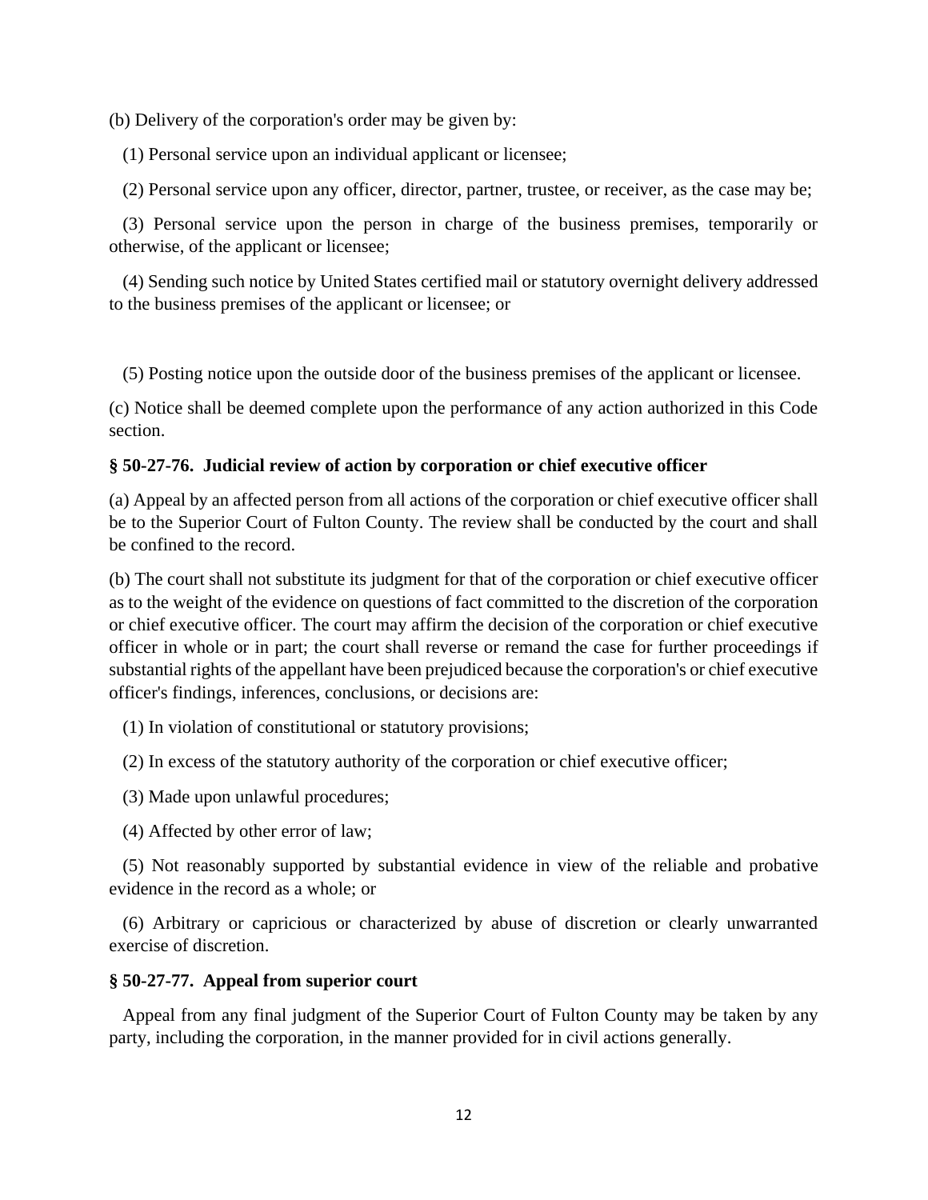(b) Delivery of the corporation's order may be given by:

(1) Personal service upon an individual applicant or licensee;

(2) Personal service upon any officer, director, partner, trustee, or receiver, as the case may be;

(3) Personal service upon the person in charge of the business premises, temporarily or otherwise, of the applicant or licensee;

(4) Sending such notice by United States certified mail or statutory overnight delivery addressed to the business premises of the applicant or licensee; or

(5) Posting notice upon the outside door of the business premises of the applicant or licensee.

(c) Notice shall be deemed complete upon the performance of any action authorized in this Code section.

**§ 50-27-76. Judicial review of action by corporation or chief executive officer**

(a) Appeal by an affected person from all actions of the corporation or chief executive officer shall be to the Superior Court of Fulton County. The review shall be conducted by the court and shall be confined to the record.

(b) The court shall not substitute its judgment for that of the corporation or chief executive officer as to the weight of the evidence on questions of fact committed to the discretion of the corporation or chief executive officer. The court may affirm the decision of the corporation or chief executive officer in whole or in part; the court shall reverse or remand the case for further proceedings if substantial rights of the appellant have been prejudiced because the corporation's or chief executive officer's findings, inferences, conclusions, or decisions are:

(1) In violation of constitutional or statutory provisions;

(2) In excess of the statutory authority of the corporation or chief executive officer;

(3) Made upon unlawful procedures;

(4) Affected by other error of law;

(5) Not reasonably supported by substantial evidence in view of the reliable and probative evidence in the record as a whole; or

(6) Arbitrary or capricious or characterized by abuse of discretion or clearly unwarranted exercise of discretion.

**§ 50-27-77. Appeal from superior court**

Appeal from any final judgment of the Superior Court of Fulton County may be taken by any party, including the corporation, in the manner provided for in civil actions generally.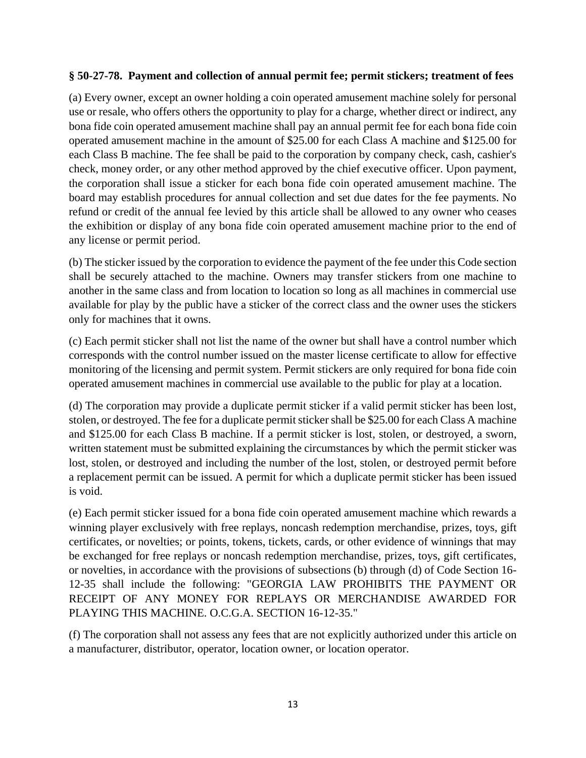**§ 50-27-78. Payment and collection of annual permit fee; permit stickers; treatment of fees**

(a) Every owner, except an owner holding a coin operated amusement machine solely for personal use or resale, who offers others the opportunity to play for a charge, whether direct or indirect, any bona fide coin operated amusement machine shall pay an annual permit fee for each bona fide coin operated amusement machine in the amount of $25.00 for each Class A machine and $125.00 for each Class B machine. The fee shall be paid to the corporation by company check, cash, cashier's check, money order, or any other method approved by the chief executive officer. Upon payment, the corporation shall issue a sticker for each bona fide coin operated amusement machine. The board may establish procedures for annual collection and set due dates for the fee payments. No refund or credit of the annual fee levied by this article shall be allowed to any owner who ceases the exhibition or display of any bona fide coin operated amusement machine prior to the end of any license or permit period.

(b) The sticker issued by the corporation to evidence the payment of the fee under this Code section shall be securely attached to the machine. Owners may transfer stickers from one machine to another in the same class and from location to location so long as all machines in commercial use available for play by the public have a sticker of the correct class and the owner uses the stickers only for machines that it owns.

(c) Each permit sticker shall not list the name of the owner but shall have a control number which corresponds with the control number issued on the master license certificate to allow for effective monitoring of the licensing and permit system. Permit stickers are only required for bona fide coin operated amusement machines in commercial use available to the public for play at a location.

(d) The corporation may provide a duplicate permit sticker if a valid permit sticker has been lost, stolen, or destroyed. The fee for a duplicate permit sticker shall be $25.00 for each Class A machine and $125.00 for each Class B machine. If a permit sticker is lost, stolen, or destroyed, a sworn, written statement must be submitted explaining the circumstances by which the permit sticker was lost, stolen, or destroyed and including the number of the lost, stolen, or destroyed permit before a replacement permit can be issued. A permit for which a duplicate permit sticker has been issued is void.

(e) Each permit sticker issued for a bona fide coin operated amusement machine which rewards a winning player exclusively with free replays, noncash redemption merchandise, prizes, toys, gift certificates, or novelties; or points, tokens, tickets, cards, or other evidence of winnings that may be exchanged for free replays or noncash redemption merchandise, prizes, toys, gift certificates, or novelties, in accordance with the provisions of subsections (b) through (d) of Code Section 16-12-35 shall include the following: "GEORGIA LAW PROHIBITS THE PAYMENT OR RECEIPT OF ANY MONEY FOR REPLAYS OR MERCHANDISE AWARDED FOR PLAYING THIS MACHINE. O.C.G.A. SECTION 16-12-35."

(f) The corporation shall not assess any fees that are not explicitly authorized under this article on a manufacturer, distributor, operator, location owner, or location operator.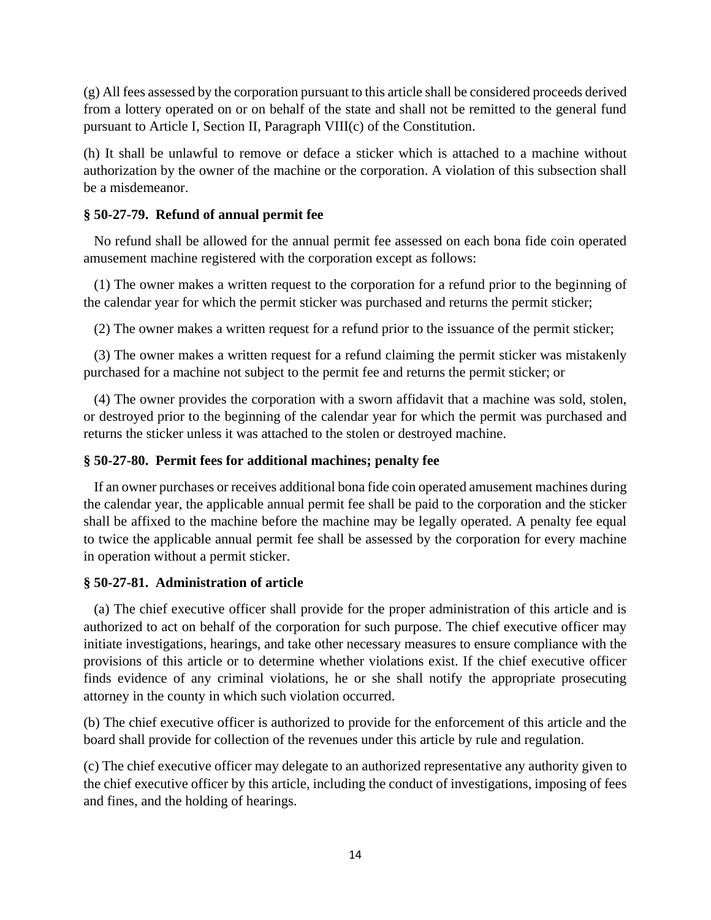(g) All fees assessed by the corporation pursuant to this article shall be considered proceeds derived from a lottery operated on or on behalf of the state and shall not be remitted to the general fund pursuant to Article I, Section II, Paragraph VIII(c) of the Constitution.

(h) It shall be unlawful to remove or deface a sticker which is attached to a machine without authorization by the owner of the machine or the corporation. A violation of this subsection shall be a misdemeanor.

**§ 50-27-79. Refund of annual permit fee**

No refund shall be allowed for the annual permit fee assessed on each bona fide coin operated amusement machine registered with the corporation except as follows:

(1) The owner makes a written request to the corporation for a refund prior to the beginning of the calendar year for which the permit sticker was purchased and returns the permit sticker;

(2) The owner makes a written request for a refund prior to the issuance of the permit sticker;

(3) The owner makes a written request for a refund claiming the permit sticker was mistakenly purchased for a machine not subject to the permit fee and returns the permit sticker; or

(4) The owner provides the corporation with a sworn affidavit that a machine was sold, stolen, or destroyed prior to the beginning of the calendar year for which the permit was purchased and returns the sticker unless it was attached to the stolen or destroyed machine.

**§ 50-27-80. Permit fees for additional machines; penalty fee**

If an owner purchases or receives additional bona fide coin operated amusement machines during the calendar year, the applicable annual permit fee shall be paid to the corporation and the sticker shall be affixed to the machine before the machine may be legally operated. A penalty fee equal to twice the applicable annual permit fee shall be assessed by the corporation for every machine in operation without a permit sticker.

**§ 50-27-81. Administration of article**

(a) The chief executive officer shall provide for the proper administration of this article and is authorized to act on behalf of the corporation for such purpose. The chief executive officer may initiate investigations, hearings, and take other necessary measures to ensure compliance with the provisions of this article or to determine whether violations exist. If the chief executive officer finds evidence of any criminal violations, he or she shall notify the appropriate prosecuting attorney in the county in which such violation occurred.

(b) The chief executive officer is authorized to provide for the enforcement of this article and the board shall provide for collection of the revenues under this article by rule and regulation.

(c) The chief executive officer may delegate to an authorized representative any authority given to the chief executive officer by this article, including the conduct of investigations, imposing of fees and fines, and the holding of hearings.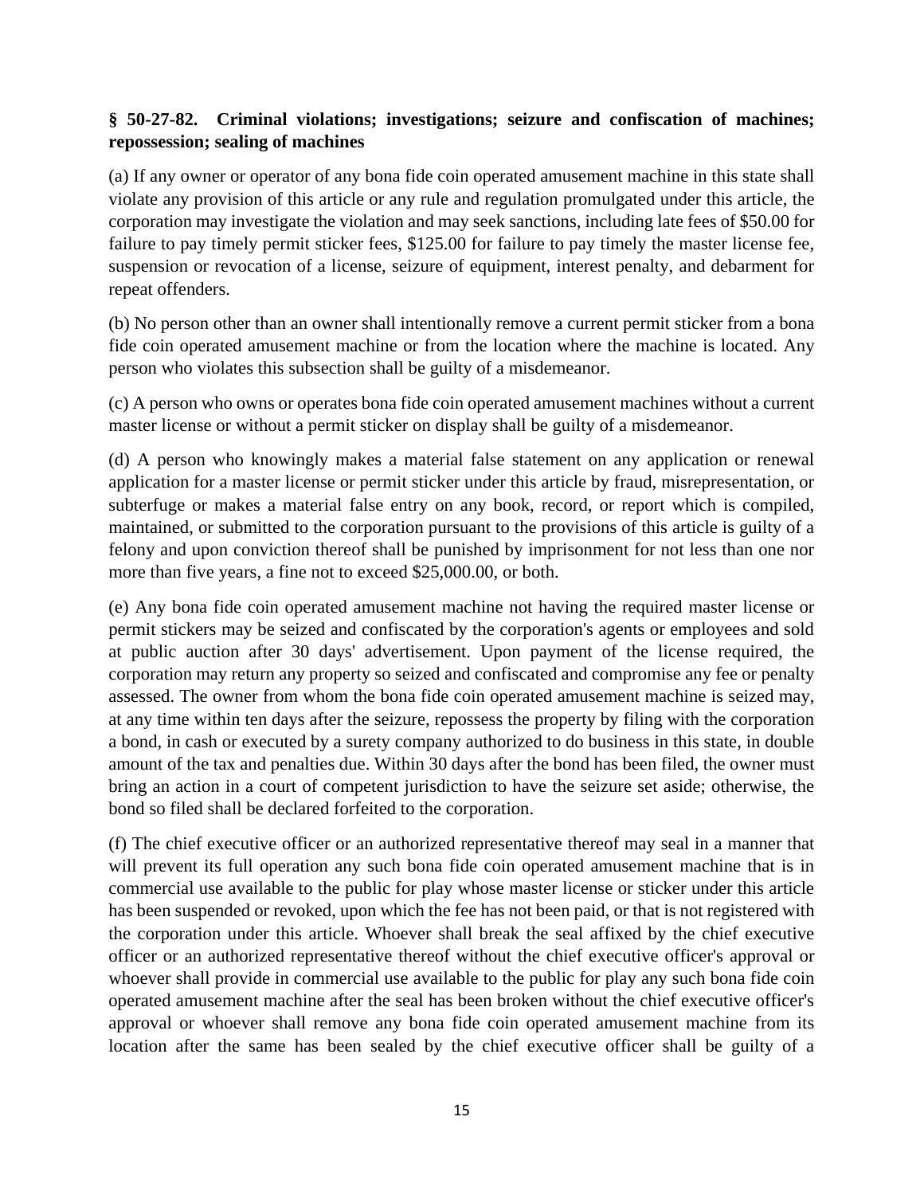### § 50-27-82. Criminal violations; investigations; seizure and confiscation of machines; repossession; sealing of machines

(a) If any owner or operator of any bona fide coin operated amusement machine in this state shall violate any provision of this article or any rule and regulation promulgated under this article, the corporation may investigate the violation and may seek sanctions, including late fees of $50.00 for failure to pay timely permit sticker fees, $125.00 for failure to pay timely the master license fee, suspension or revocation of a license, seizure of equipment, interest penalty, and debarment for repeat offenders.

(b) No person other than an owner shall intentionally remove a current permit sticker from a bona fide coin operated amusement machine or from the location where the machine is located. Any person who violates this subsection shall be guilty of a misdemeanor.

(c) A person who owns or operates bona fide coin operated amusement machines without a current master license or without a permit sticker on display shall be guilty of a misdemeanor.

(d) A person who knowingly makes a material false statement on any application or renewal application for a master license or permit sticker under this article by fraud, misrepresentation, or subterfuge or makes a material false entry on any book, record, or report which is compiled, maintained, or submitted to the corporation pursuant to the provisions of this article is guilty of a felony and upon conviction thereof shall be punished by imprisonment for not less than one nor more than five years, a fine not to exceed $25,000.00, or both.

(e) Any bona fide coin operated amusement machine not having the required master license or permit stickers may be seized and confiscated by the corporation's agents or employees and sold at public auction after 30 days' advertisement. Upon payment of the license required, the corporation may return any property so seized and confiscated and compromise any fee or penalty assessed. The owner from whom the bona fide coin operated amusement machine is seized may, at any time within ten days after the seizure, repossess the property by filing with the corporation a bond, in cash or executed by a surety company authorized to do business in this state, in double amount of the tax and penalties due. Within 30 days after the bond has been filed, the owner must bring an action in a court of competent jurisdiction to have the seizure set aside; otherwise, the bond so filed shall be declared forfeited to the corporation.

(f) The chief executive officer or an authorized representative thereof may seal in a manner that will prevent its full operation any such bona fide coin operated amusement machine that is in commercial use available to the public for play whose master license or sticker under this article has been suspended or revoked, upon which the fee has not been paid, or that is not registered with the corporation under this article. Whoever shall break the seal affixed by the chief executive officer or an authorized representative thereof without the chief executive officer's approval or whoever shall provide in commercial use available to the public for play any such bona fide coin operated amusement machine after the seal has been broken without the chief executive officer's approval or whoever shall remove any bona fide coin operated amusement machine from its location after the same has been sealed by the chief executive officer shall be guilty of a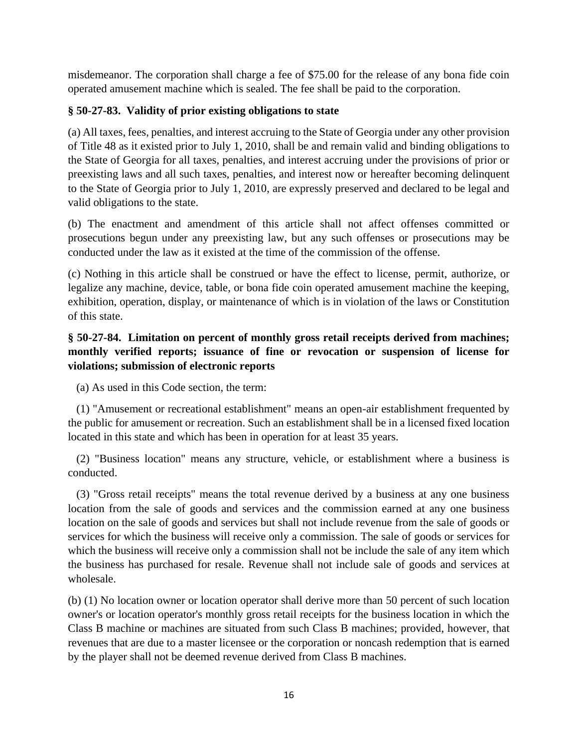misdemeanor. The corporation shall charge a fee of $75.00 for the release of any bona fide coin operated amusement machine which is sealed. The fee shall be paid to the corporation.

**§ 50-27-83. Validity of prior existing obligations to state**

(a) All taxes, fees, penalties, and interest accruing to the State of Georgia under any other provision of Title 48 as it existed prior to July 1, 2010, shall be and remain valid and binding obligations to the State of Georgia for all taxes, penalties, and interest accruing under the provisions of prior or preexisting laws and all such taxes, penalties, and interest now or hereafter becoming delinquent to the State of Georgia prior to July 1, 2010, are expressly preserved and declared to be legal and valid obligations to the state.

(b) The enactment and amendment of this article shall not affect offenses committed or prosecutions begun under any preexisting law, but any such offenses or prosecutions may be conducted under the law as it existed at the time of the commission of the offense.

(c) Nothing in this article shall be construed or have the effect to license, permit, authorize, or legalize any machine, device, table, or bona fide coin operated amusement machine the keeping, exhibition, operation, display, or maintenance of which is in violation of the laws or Constitution of this state.

**§ 50-27-84. Limitation on percent of monthly gross retail receipts derived from machines; monthly verified reports; issuance of fine or revocation or suspension of license for violations; submission of electronic reports**

(a) As used in this Code section, the term:

(1) "Amusement or recreational establishment" means an open-air establishment frequented by the public for amusement or recreation. Such an establishment shall be in a licensed fixed location located in this state and which has been in operation for at least 35 years.

(2) "Business location" means any structure, vehicle, or establishment where a business is conducted.

(3) "Gross retail receipts" means the total revenue derived by a business at any one business location from the sale of goods and services and the commission earned at any one business location on the sale of goods and services but shall not include revenue from the sale of goods or services for which the business will receive only a commission. The sale of goods or services for which the business will receive only a commission shall not be include the sale of any item which the business has purchased for resale. Revenue shall not include sale of goods and services at wholesale.

(b) (1) No location owner or location operator shall derive more than 50 percent of such location owner's or location operator's monthly gross retail receipts for the business location in which the Class B machine or machines are situated from such Class B machines; provided, however, that revenues that are due to a master licensee or the corporation or noncash redemption that is earned by the player shall not be deemed revenue derived from Class B machines.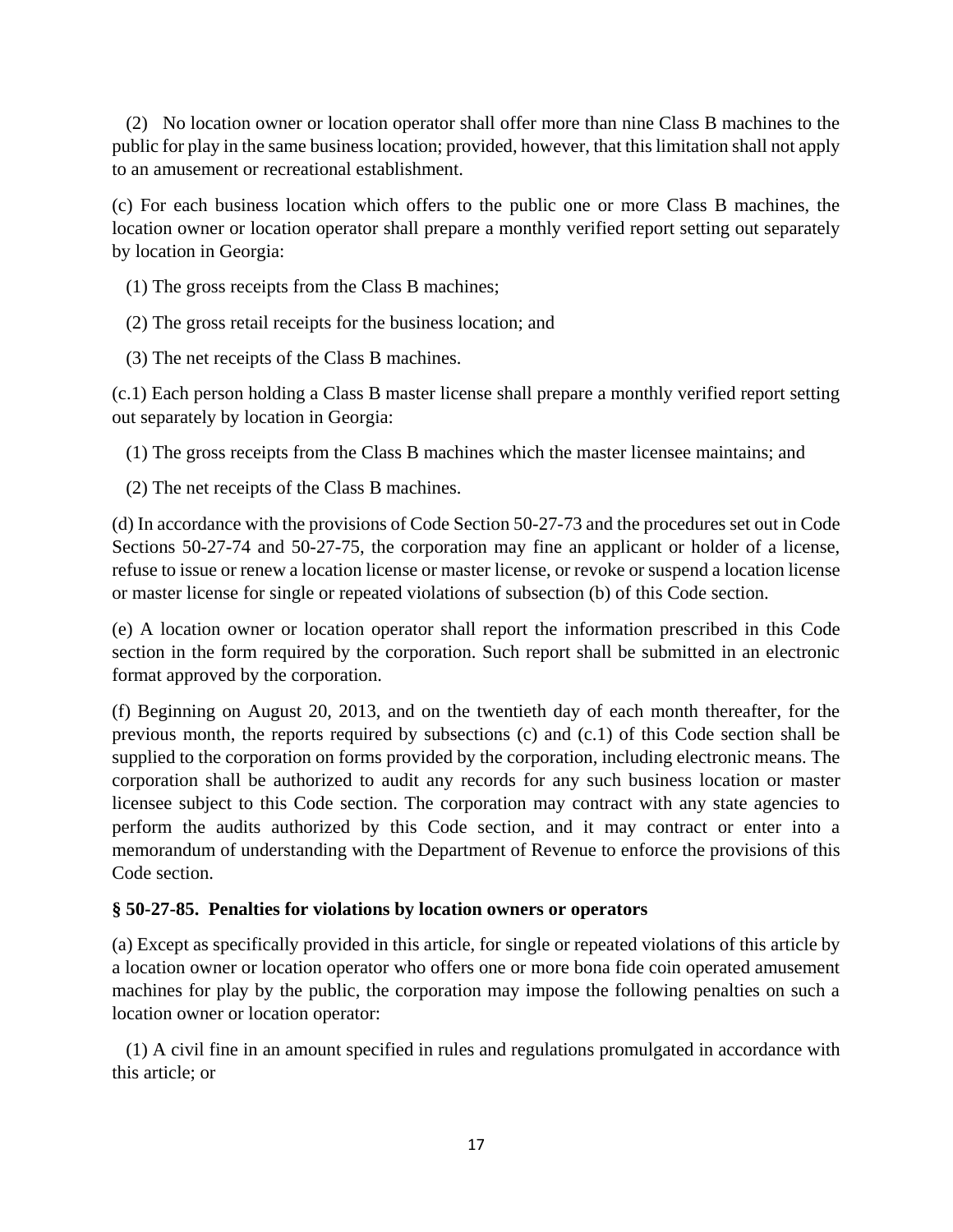(2) No location owner or location operator shall offer more than nine Class B machines to the public for play in the same business location; provided, however, that this limitation shall not apply to an amusement or recreational establishment.

(c) For each business location which offers to the public one or more Class B machines, the location owner or location operator shall prepare a monthly verified report setting out separately by location in Georgia:

(1) The gross receipts from the Class B machines;

(2) The gross retail receipts for the business location; and

(3) The net receipts of the Class B machines.

(c.1) Each person holding a Class B master license shall prepare a monthly verified report setting out separately by location in Georgia:

(1) The gross receipts from the Class B machines which the master licensee maintains; and

(2) The net receipts of the Class B machines.

(d) In accordance with the provisions of Code Section 50-27-73 and the procedures set out in Code Sections 50-27-74 and 50-27-75, the corporation may fine an applicant or holder of a license, refuse to issue or renew a location license or master license, or revoke or suspend a location license or master license for single or repeated violations of subsection (b) of this Code section.

(e) A location owner or location operator shall report the information prescribed in this Code section in the form required by the corporation. Such report shall be submitted in an electronic format approved by the corporation.

(f) Beginning on August 20, 2013, and on the twentieth day of each month thereafter, for the previous month, the reports required by subsections (c) and (c.1) of this Code section shall be supplied to the corporation on forms provided by the corporation, including electronic means. The corporation shall be authorized to audit any records for any such business location or master licensee subject to this Code section. The corporation may contract with any state agencies to perform the audits authorized by this Code section, and it may contract or enter into a memorandum of understanding with the Department of Revenue to enforce the provisions of this Code section.

**§ 50-27-85. Penalties for violations by location owners or operators**

(a) Except as specifically provided in this article, for single or repeated violations of this article by a location owner or location operator who offers one or more bona fide coin operated amusement machines for play by the public, the corporation may impose the following penalties on such a location owner or location operator:

(1) A civil fine in an amount specified in rules and regulations promulgated in accordance with this article; or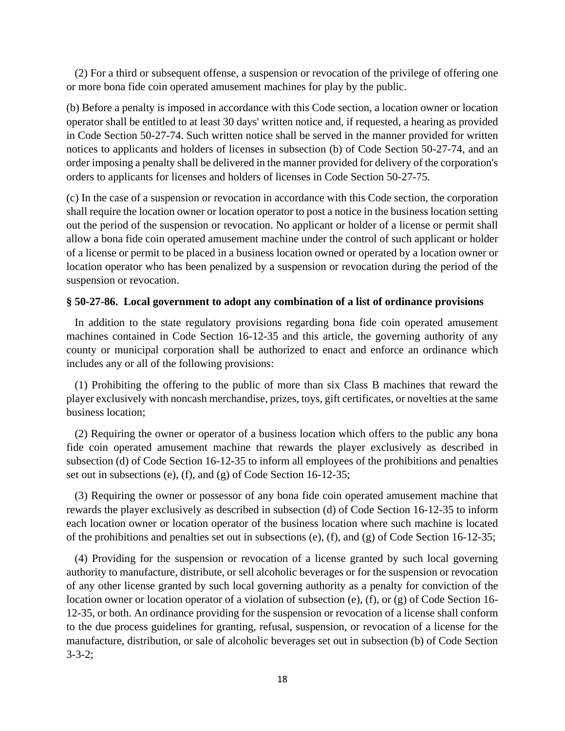(2) For a third or subsequent offense, a suspension or revocation of the privilege of offering one or more bona fide coin operated amusement machines for play by the public.

(b) Before a penalty is imposed in accordance with this Code section, a location owner or location operator shall be entitled to at least 30 days' written notice and, if requested, a hearing as provided in Code Section 50-27-74. Such written notice shall be served in the manner provided for written notices to applicants and holders of licenses in subsection (b) of Code Section 50-27-74, and an order imposing a penalty shall be delivered in the manner provided for delivery of the corporation's orders to applicants for licenses and holders of licenses in Code Section 50-27-75.

(c) In the case of a suspension or revocation in accordance with this Code section, the corporation shall require the location owner or location operator to post a notice in the business location setting out the period of the suspension or revocation. No applicant or holder of a license or permit shall allow a bona fide coin operated amusement machine under the control of such applicant or holder of a license or permit to be placed in a business location owned or operated by a location owner or location operator who has been penalized by a suspension or revocation during the period of the suspension or revocation.

**§ 50-27-86. Local government to adopt any combination of a list of ordinance provisions**

In addition to the state regulatory provisions regarding bona fide coin operated amusement machines contained in Code Section 16-12-35 and this article, the governing authority of any county or municipal corporation shall be authorized to enact and enforce an ordinance which includes any or all of the following provisions:

(1) Prohibiting the offering to the public of more than six Class B machines that reward the player exclusively with noncash merchandise, prizes, toys, gift certificates, or novelties at the same business location;

(2) Requiring the owner or operator of a business location which offers to the public any bona fide coin operated amusement machine that rewards the player exclusively as described in subsection (d) of Code Section 16-12-35 to inform all employees of the prohibitions and penalties set out in subsections (e), (f), and (g) of Code Section 16-12-35;

(3) Requiring the owner or possessor of any bona fide coin operated amusement machine that rewards the player exclusively as described in subsection (d) of Code Section 16-12-35 to inform each location owner or location operator of the business location where such machine is located of the prohibitions and penalties set out in subsections (e), (f), and (g) of Code Section 16-12-35;

(4) Providing for the suspension or revocation of a license granted by such local governing authority to manufacture, distribute, or sell alcoholic beverages or for the suspension or revocation of any other license granted by such local governing authority as a penalty for conviction of the location owner or location operator of a violation of subsection (e), (f), or (g) of Code Section 16-12-35, or both. An ordinance providing for the suspension or revocation of a license shall conform to the due process guidelines for granting, refusal, suspension, or revocation of a license for the manufacture, distribution, or sale of alcoholic beverages set out in subsection (b) of Code Section 3-3-2;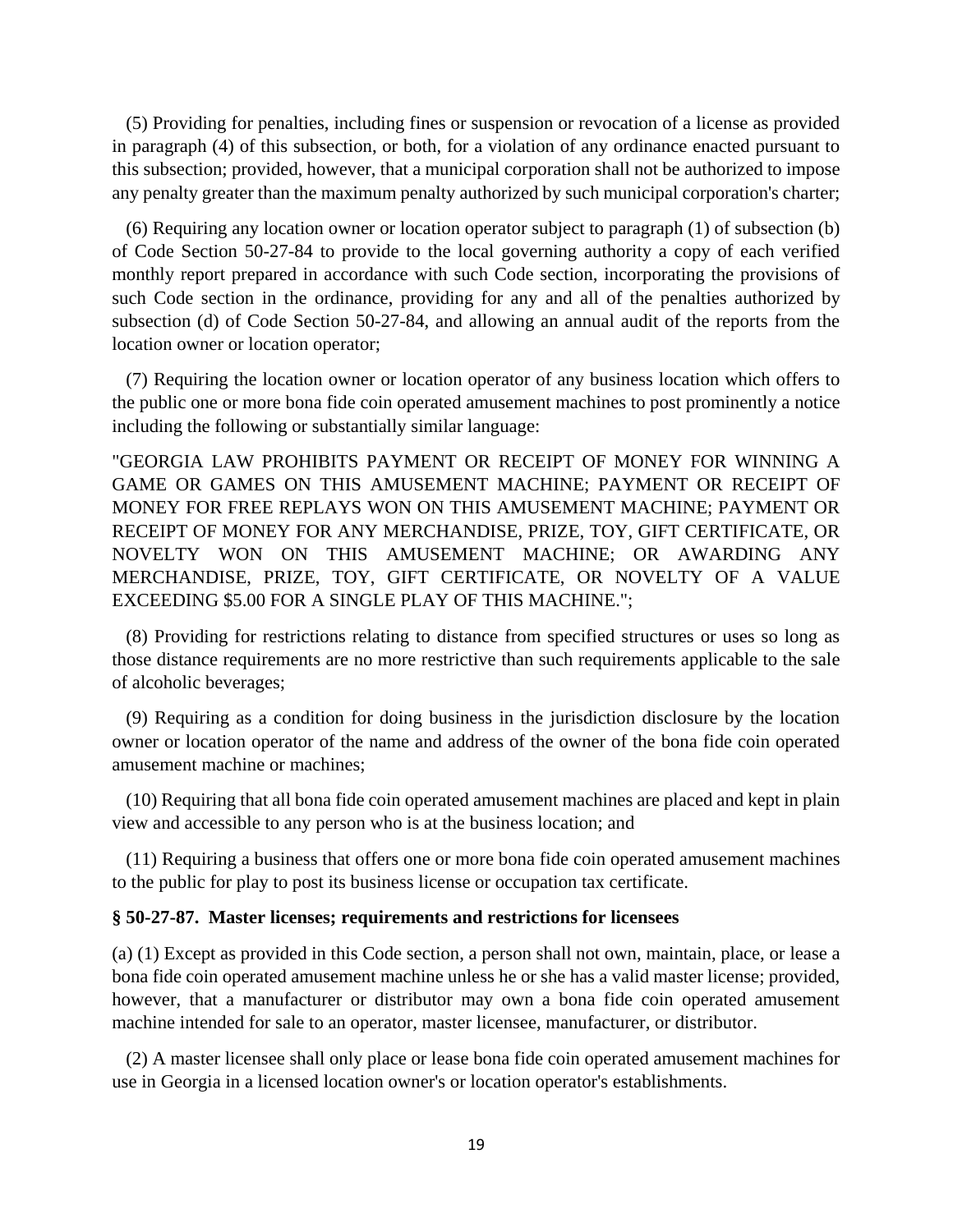(5) Providing for penalties, including fines or suspension or revocation of a license as provided in paragraph (4) of this subsection, or both, for a violation of any ordinance enacted pursuant to this subsection; provided, however, that a municipal corporation shall not be authorized to impose any penalty greater than the maximum penalty authorized by such municipal corporation's charter;

(6) Requiring any location owner or location operator subject to paragraph (1) of subsection (b) of Code Section 50-27-84 to provide to the local governing authority a copy of each verified monthly report prepared in accordance with such Code section, incorporating the provisions of such Code section in the ordinance, providing for any and all of the penalties authorized by subsection (d) of Code Section 50-27-84, and allowing an annual audit of the reports from the location owner or location operator;

(7) Requiring the location owner or location operator of any business location which offers to the public one or more bona fide coin operated amusement machines to post prominently a notice including the following or substantially similar language:

"GEORGIA LAW PROHIBITS PAYMENT OR RECEIPT OF MONEY FOR WINNING A GAME OR GAMES ON THIS AMUSEMENT MACHINE; PAYMENT OR RECEIPT OF MONEY FOR FREE REPLAYS WON ON THIS AMUSEMENT MACHINE; PAYMENT OR RECEIPT OF MONEY FOR ANY MERCHANDISE, PRIZE, TOY, GIFT CERTIFICATE, OR NOVELTY WON ON THIS AMUSEMENT MACHINE; OR AWARDING ANY MERCHANDISE, PRIZE, TOY, GIFT CERTIFICATE, OR NOVELTY OF A VALUE EXCEEDING $5.00 FOR A SINGLE PLAY OF THIS MACHINE.";

(8) Providing for restrictions relating to distance from specified structures or uses so long as those distance requirements are no more restrictive than such requirements applicable to the sale of alcoholic beverages;

(9) Requiring as a condition for doing business in the jurisdiction disclosure by the location owner or location operator of the name and address of the owner of the bona fide coin operated amusement machine or machines;

(10) Requiring that all bona fide coin operated amusement machines are placed and kept in plain view and accessible to any person who is at the business location; and

(11) Requiring a business that offers one or more bona fide coin operated amusement machines to the public for play to post its business license or occupation tax certificate.

### § 50-27-87. Master licenses; requirements and restrictions for licensees

(a) (1) Except as provided in this Code section, a person shall not own, maintain, place, or lease a bona fide coin operated amusement machine unless he or she has a valid master license; provided, however, that a manufacturer or distributor may own a bona fide coin operated amusement machine intended for sale to an operator, master licensee, manufacturer, or distributor.

(2) A master licensee shall only place or lease bona fide coin operated amusement machines for use in Georgia in a licensed location owner's or location operator's establishments.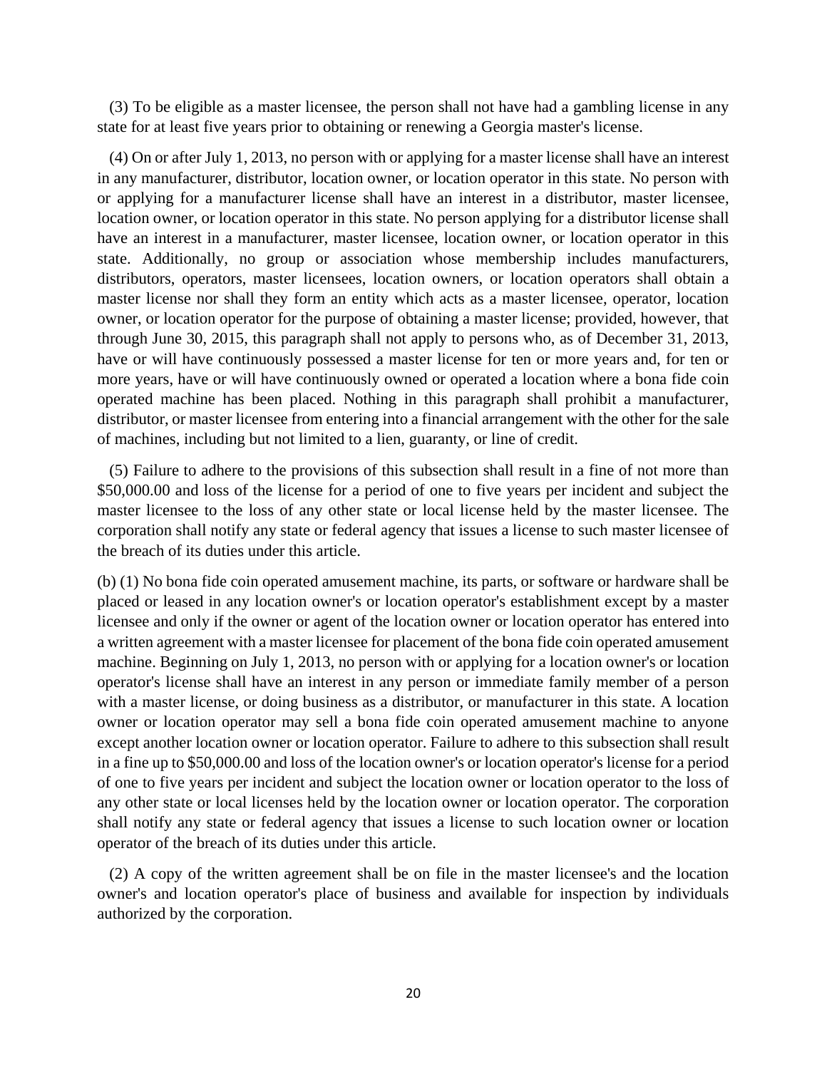(3) To be eligible as a master licensee, the person shall not have had a gambling license in any state for at least five years prior to obtaining or renewing a Georgia master's license.

(4) On or after July 1, 2013, no person with or applying for a master license shall have an interest in any manufacturer, distributor, location owner, or location operator in this state. No person with or applying for a manufacturer license shall have an interest in a distributor, master licensee, location owner, or location operator in this state. No person applying for a distributor license shall have an interest in a manufacturer, master licensee, location owner, or location operator in this state. Additionally, no group or association whose membership includes manufacturers, distributors, operators, master licensees, location owners, or location operators shall obtain a master license nor shall they form an entity which acts as a master licensee, operator, location owner, or location operator for the purpose of obtaining a master license; provided, however, that through June 30, 2015, this paragraph shall not apply to persons who, as of December 31, 2013, have or will have continuously possessed a master license for ten or more years and, for ten or more years, have or will have continuously owned or operated a location where a bona fide coin operated machine has been placed. Nothing in this paragraph shall prohibit a manufacturer, distributor, or master licensee from entering into a financial arrangement with the other for the sale of machines, including but not limited to a lien, guaranty, or line of credit.

(5) Failure to adhere to the provisions of this subsection shall result in a fine of not more than \$50,000.00 and loss of the license for a period of one to five years per incident and subject the master licensee to the loss of any other state or local license held by the master licensee. The corporation shall notify any state or federal agency that issues a license to such master licensee of the breach of its duties under this article.

(b) (1) No bona fide coin operated amusement machine, its parts, or software or hardware shall be placed or leased in any location owner's or location operator's establishment except by a master licensee and only if the owner or agent of the location owner or location operator has entered into a written agreement with a master licensee for placement of the bona fide coin operated amusement machine. Beginning on July 1, 2013, no person with or applying for a location owner's or location operator's license shall have an interest in any person or immediate family member of a person with a master license, or doing business as a distributor, or manufacturer in this state. A location owner or location operator may sell a bona fide coin operated amusement machine to anyone except another location owner or location operator. Failure to adhere to this subsection shall result in a fine up to \$50,000.00 and loss of the location owner's or location operator's license for a period of one to five years per incident and subject the location owner or location operator to the loss of any other state or local licenses held by the location owner or location operator. The corporation shall notify any state or federal agency that issues a license to such location owner or location operator of the breach of its duties under this article.

(2) A copy of the written agreement shall be on file in the master licensee's and the location owner's and location operator's place of business and available for inspection by individuals authorized by the corporation.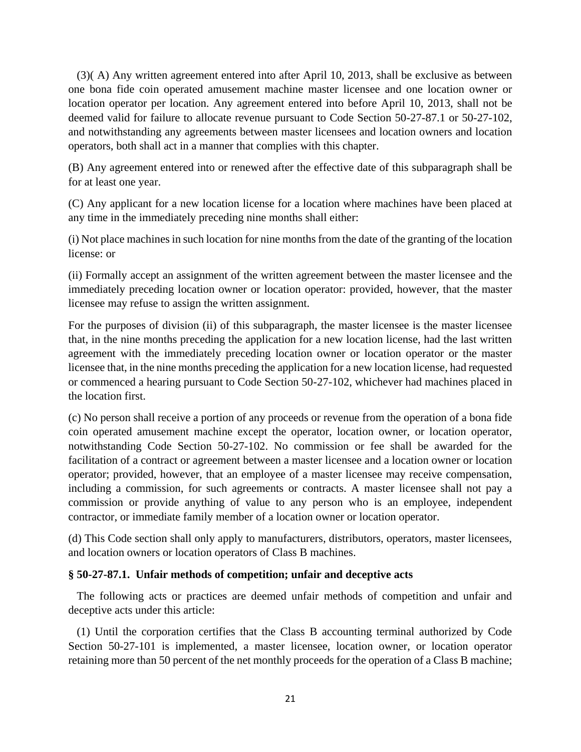(3)( A) Any written agreement entered into after April 10, 2013, shall be exclusive as between one bona fide coin operated amusement machine master licensee and one location owner or location operator per location. Any agreement entered into before April 10, 2013, shall not be deemed valid for failure to allocate revenue pursuant to Code Section 50-27-87.1 or 50-27-102, and notwithstanding any agreements between master licensees and location owners and location operators, both shall act in a manner that complies with this chapter.

(B) Any agreement entered into or renewed after the effective date of this subparagraph shall be for at least one year.

(C) Any applicant for a new location license for a location where machines have been placed at any time in the immediately preceding nine months shall either:

(i) Not place machines in such location for nine months from the date of the granting of the location license: or

(ii) Formally accept an assignment of the written agreement between the master licensee and the immediately preceding location owner or location operator: provided, however, that the master licensee may refuse to assign the written assignment.

For the purposes of division (ii) of this subparagraph, the master licensee is the master licensee that, in the nine months preceding the application for a new location license, had the last written agreement with the immediately preceding location owner or location operator or the master licensee that, in the nine months preceding the application for a new location license, had requested or commenced a hearing pursuant to Code Section 50-27-102, whichever had machines placed in the location first.

(c) No person shall receive a portion of any proceeds or revenue from the operation of a bona fide coin operated amusement machine except the operator, location owner, or location operator, notwithstanding Code Section 50-27-102. No commission or fee shall be awarded for the facilitation of a contract or agreement between a master licensee and a location owner or location operator; provided, however, that an employee of a master licensee may receive compensation, including a commission, for such agreements or contracts. A master licensee shall not pay a commission or provide anything of value to any person who is an employee, independent contractor, or immediate family member of a location owner or location operator.

(d) This Code section shall only apply to manufacturers, distributors, operators, master licensees, and location owners or location operators of Class B machines.

**§ 50-27-87.1. Unfair methods of competition; unfair and deceptive acts**

The following acts or practices are deemed unfair methods of competition and unfair and deceptive acts under this article:

(1) Until the corporation certifies that the Class B accounting terminal authorized by Code Section 50-27-101 is implemented, a master licensee, location owner, or location operator retaining more than 50 percent of the net monthly proceeds for the operation of a Class B machine;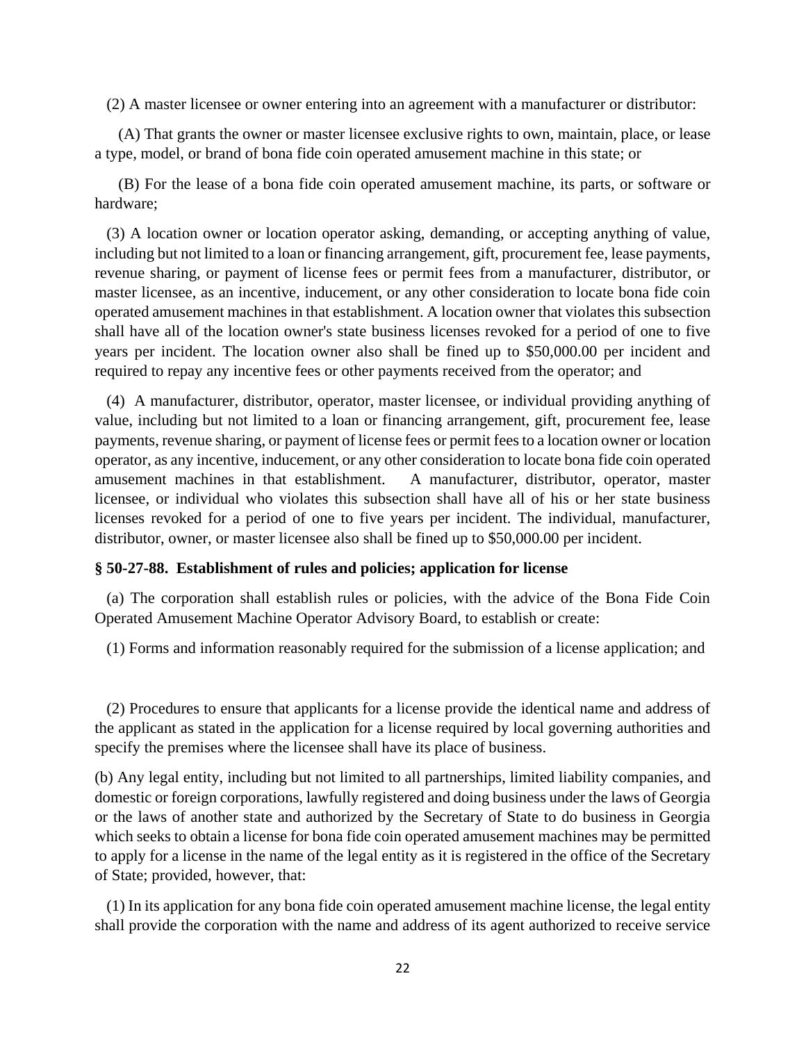(2) A master licensee or owner entering into an agreement with a manufacturer or distributor:

(A) That grants the owner or master licensee exclusive rights to own, maintain, place, or lease a type, model, or brand of bona fide coin operated amusement machine in this state; or

(B) For the lease of a bona fide coin operated amusement machine, its parts, or software or hardware;

(3) A location owner or location operator asking, demanding, or accepting anything of value, including but not limited to a loan or financing arrangement, gift, procurement fee, lease payments, revenue sharing, or payment of license fees or permit fees from a manufacturer, distributor, or master licensee, as an incentive, inducement, or any other consideration to locate bona fide coin operated amusement machines in that establishment. A location owner that violates this subsection shall have all of the location owner's state business licenses revoked for a period of one to five years per incident. The location owner also shall be fined up to $50,000.00 per incident and required to repay any incentive fees or other payments received from the operator; and

(4) A manufacturer, distributor, operator, master licensee, or individual providing anything of value, including but not limited to a loan or financing arrangement, gift, procurement fee, lease payments, revenue sharing, or payment of license fees or permit fees to a location owner or location operator, as any incentive, inducement, or any other consideration to locate bona fide coin operated amusement machines in that establishment. A manufacturer, distributor, operator, master licensee, or individual who violates this subsection shall have all of his or her state business licenses revoked for a period of one to five years per incident. The individual, manufacturer, distributor, owner, or master licensee also shall be fined up to $50,000.00 per incident.

**§ 50-27-88. Establishment of rules and policies; application for license**

(a) The corporation shall establish rules or policies, with the advice of the Bona Fide Coin Operated Amusement Machine Operator Advisory Board, to establish or create:

(1) Forms and information reasonably required for the submission of a license application; and

(2) Procedures to ensure that applicants for a license provide the identical name and address of the applicant as stated in the application for a license required by local governing authorities and specify the premises where the licensee shall have its place of business.

(b) Any legal entity, including but not limited to all partnerships, limited liability companies, and domestic or foreign corporations, lawfully registered and doing business under the laws of Georgia or the laws of another state and authorized by the Secretary of State to do business in Georgia which seeks to obtain a license for bona fide coin operated amusement machines may be permitted to apply for a license in the name of the legal entity as it is registered in the office of the Secretary of State; provided, however, that:

(1) In its application for any bona fide coin operated amusement machine license, the legal entity shall provide the corporation with the name and address of its agent authorized to receive service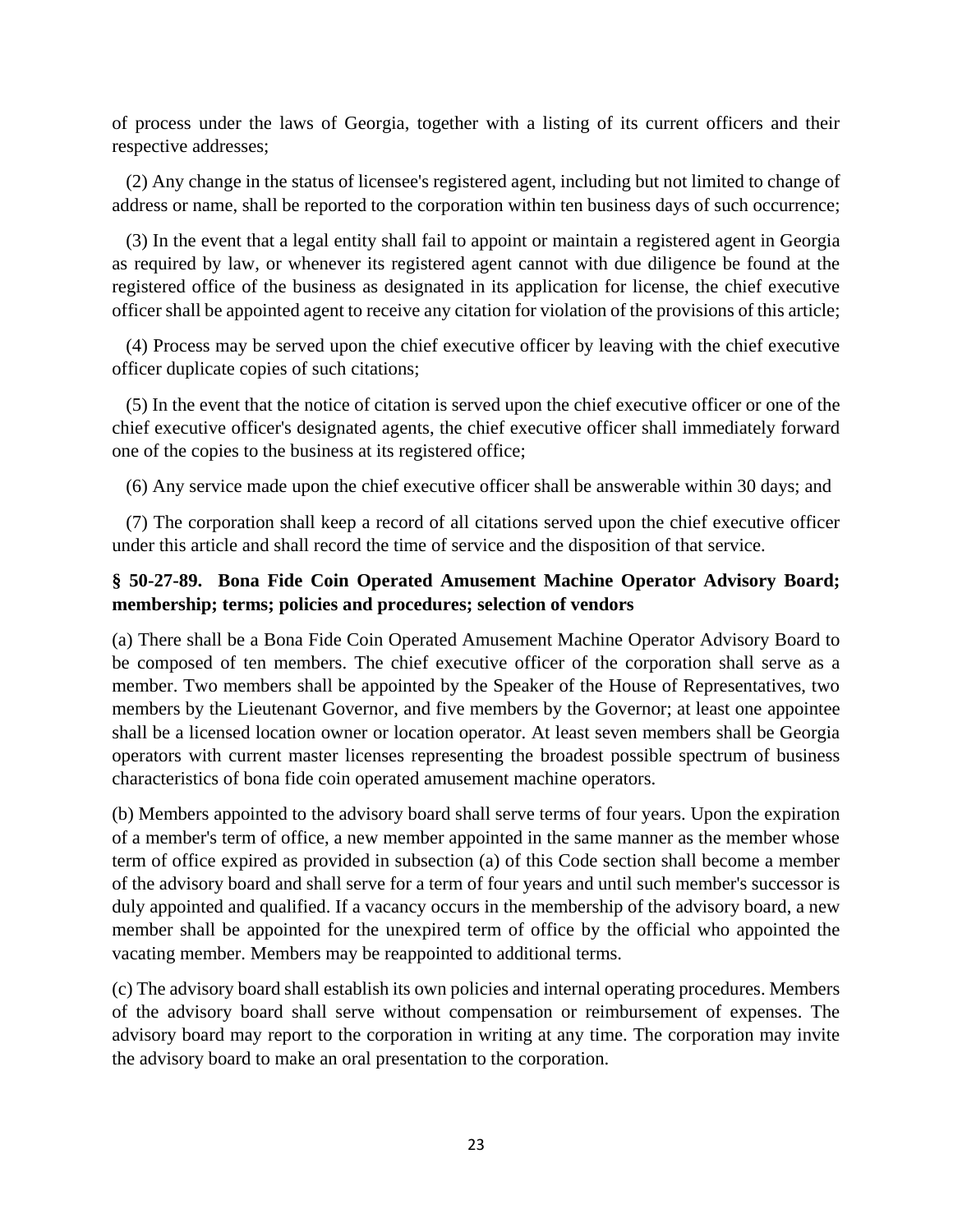of process under the laws of Georgia, together with a listing of its current officers and their respective addresses;

(2) Any change in the status of licensee's registered agent, including but not limited to change of address or name, shall be reported to the corporation within ten business days of such occurrence;

(3) In the event that a legal entity shall fail to appoint or maintain a registered agent in Georgia as required by law, or whenever its registered agent cannot with due diligence be found at the registered office of the business as designated in its application for license, the chief executive officer shall be appointed agent to receive any citation for violation of the provisions of this article;

(4) Process may be served upon the chief executive officer by leaving with the chief executive officer duplicate copies of such citations;

(5) In the event that the notice of citation is served upon the chief executive officer or one of the chief executive officer's designated agents, the chief executive officer shall immediately forward one of the copies to the business at its registered office;

(6) Any service made upon the chief executive officer shall be answerable within 30 days; and

(7) The corporation shall keep a record of all citations served upon the chief executive officer under this article and shall record the time of service and the disposition of that service.

**§ 50-27-89. Bona Fide Coin Operated Amusement Machine Operator Advisory Board; membership; terms; policies and procedures; selection of vendors**

(a) There shall be a Bona Fide Coin Operated Amusement Machine Operator Advisory Board to be composed of ten members. The chief executive officer of the corporation shall serve as a member. Two members shall be appointed by the Speaker of the House of Representatives, two members by the Lieutenant Governor, and five members by the Governor; at least one appointee shall be a licensed location owner or location operator. At least seven members shall be Georgia operators with current master licenses representing the broadest possible spectrum of business characteristics of bona fide coin operated amusement machine operators.

(b) Members appointed to the advisory board shall serve terms of four years. Upon the expiration of a member's term of office, a new member appointed in the same manner as the member whose term of office expired as provided in subsection (a) of this Code section shall become a member of the advisory board and shall serve for a term of four years and until such member's successor is duly appointed and qualified. If a vacancy occurs in the membership of the advisory board, a new member shall be appointed for the unexpired term of office by the official who appointed the vacating member. Members may be reappointed to additional terms.

(c) The advisory board shall establish its own policies and internal operating procedures. Members of the advisory board shall serve without compensation or reimbursement of expenses. The advisory board may report to the corporation in writing at any time. The corporation may invite the advisory board to make an oral presentation to the corporation.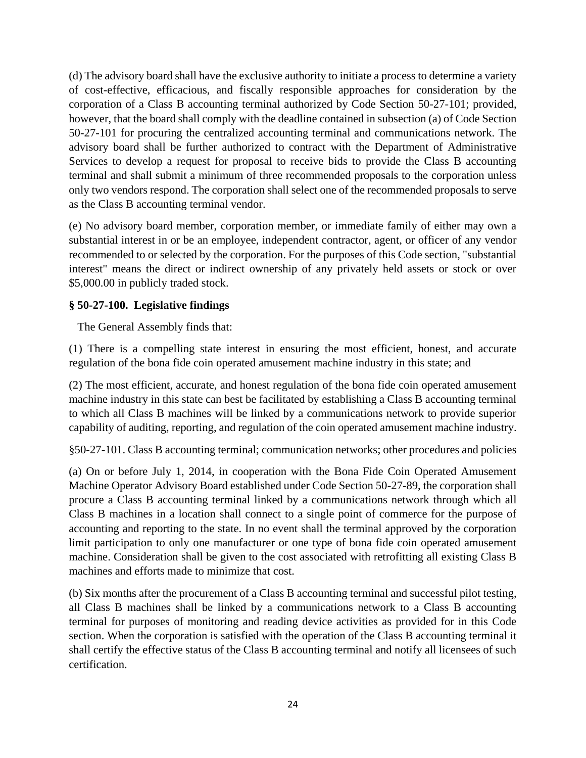(d) The advisory board shall have the exclusive authority to initiate a process to determine a variety of cost-effective, efficacious, and fiscally responsible approaches for consideration by the corporation of a Class B accounting terminal authorized by Code Section 50-27-101; provided, however, that the board shall comply with the deadline contained in subsection (a) of Code Section 50-27-101 for procuring the centralized accounting terminal and communications network. The advisory board shall be further authorized to contract with the Department of Administrative Services to develop a request for proposal to receive bids to provide the Class B accounting terminal and shall submit a minimum of three recommended proposals to the corporation unless only two vendors respond. The corporation shall select one of the recommended proposals to serve as the Class B accounting terminal vendor.

(e) No advisory board member, corporation member, or immediate family of either may own a substantial interest in or be an employee, independent contractor, agent, or officer of any vendor recommended to or selected by the corporation. For the purposes of this Code section, "substantial interest" means the direct or indirect ownership of any privately held assets or stock or over $5,000.00 in publicly traded stock.

**§ 50-27-100. Legislative findings**

The General Assembly finds that:

(1) There is a compelling state interest in ensuring the most efficient, honest, and accurate regulation of the bona fide coin operated amusement machine industry in this state; and

(2) The most efficient, accurate, and honest regulation of the bona fide coin operated amusement machine industry in this state can best be facilitated by establishing a Class B accounting terminal to which all Class B machines will be linked by a communications network to provide superior capability of auditing, reporting, and regulation of the coin operated amusement machine industry.

§50-27-101. Class B accounting terminal; communication networks; other procedures and policies

(a) On or before July 1, 2014, in cooperation with the Bona Fide Coin Operated Amusement Machine Operator Advisory Board established under Code Section 50-27-89, the corporation shall procure a Class B accounting terminal linked by a communications network through which all Class B machines in a location shall connect to a single point of commerce for the purpose of accounting and reporting to the state. In no event shall the terminal approved by the corporation limit participation to only one manufacturer or one type of bona fide coin operated amusement machine. Consideration shall be given to the cost associated with retrofitting all existing Class B machines and efforts made to minimize that cost.

(b) Six months after the procurement of a Class B accounting terminal and successful pilot testing, all Class B machines shall be linked by a communications network to a Class B accounting terminal for purposes of monitoring and reading device activities as provided for in this Code section. When the corporation is satisfied with the operation of the Class B accounting terminal it shall certify the effective status of the Class B accounting terminal and notify all licensees of such certification.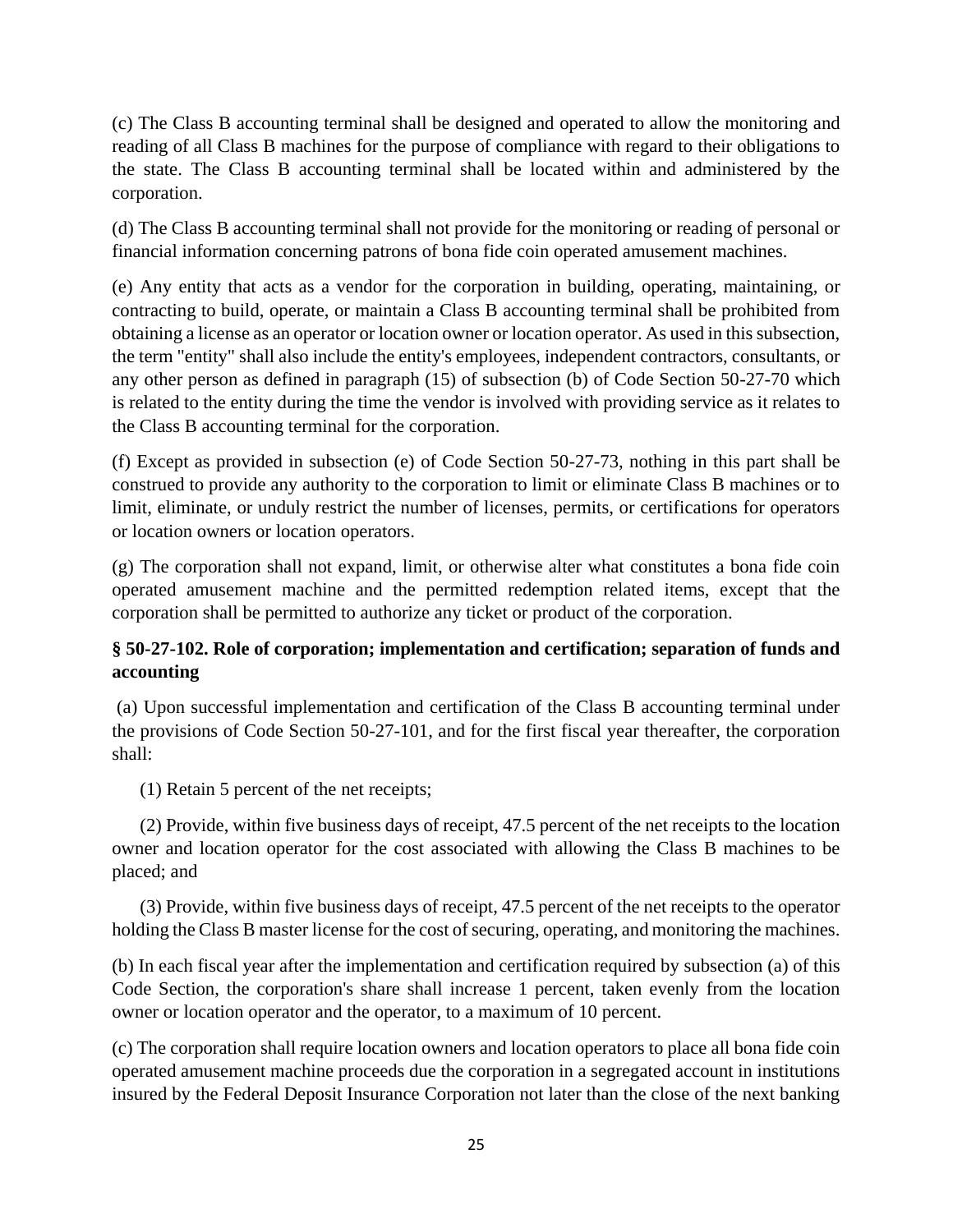(c) The Class B accounting terminal shall be designed and operated to allow the monitoring and reading of all Class B machines for the purpose of compliance with regard to their obligations to the state. The Class B accounting terminal shall be located within and administered by the corporation.

(d) The Class B accounting terminal shall not provide for the monitoring or reading of personal or financial information concerning patrons of bona fide coin operated amusement machines.

(e) Any entity that acts as a vendor for the corporation in building, operating, maintaining, or contracting to build, operate, or maintain a Class B accounting terminal shall be prohibited from obtaining a license as an operator or location owner or location operator. As used in this subsection, the term "entity" shall also include the entity's employees, independent contractors, consultants, or any other person as defined in paragraph (15) of subsection (b) of Code Section 50-27-70 which is related to the entity during the time the vendor is involved with providing service as it relates to the Class B accounting terminal for the corporation.

(f) Except as provided in subsection (e) of Code Section 50-27-73, nothing in this part shall be construed to provide any authority to the corporation to limit or eliminate Class B machines or to limit, eliminate, or unduly restrict the number of licenses, permits, or certifications for operators or location owners or location operators.

(g) The corporation shall not expand, limit, or otherwise alter what constitutes a bona fide coin operated amusement machine and the permitted redemption related items, except that the corporation shall be permitted to authorize any ticket or product of the corporation.

**§ 50-27-102. Role of corporation; implementation and certification; separation of funds and accounting**

(a) Upon successful implementation and certification of the Class B accounting terminal under the provisions of Code Section 50-27-101, and for the first fiscal year thereafter, the corporation shall:

(1) Retain 5 percent of the net receipts;

(2) Provide, within five business days of receipt, 47.5 percent of the net receipts to the location owner and location operator for the cost associated with allowing the Class B machines to be placed; and

(3) Provide, within five business days of receipt, 47.5 percent of the net receipts to the operator holding the Class B master license for the cost of securing, operating, and monitoring the machines.

(b) In each fiscal year after the implementation and certification required by subsection (a) of this Code Section, the corporation's share shall increase 1 percent, taken evenly from the location owner or location operator and the operator, to a maximum of 10 percent.

(c) The corporation shall require location owners and location operators to place all bona fide coin operated amusement machine proceeds due the corporation in a segregated account in institutions insured by the Federal Deposit Insurance Corporation not later than the close of the next banking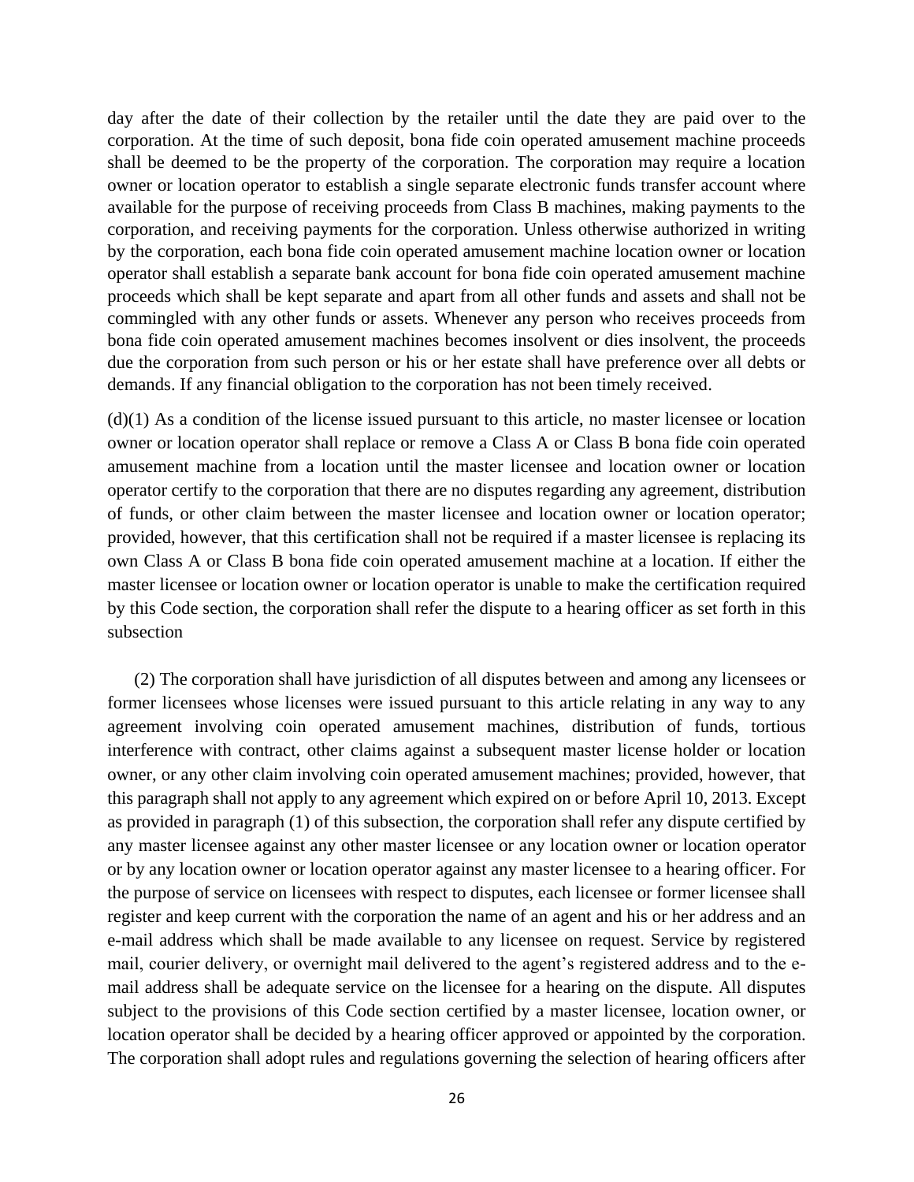day after the date of their collection by the retailer until the date they are paid over to the corporation. At the time of such deposit, bona fide coin operated amusement machine proceeds shall be deemed to be the property of the corporation. The corporation may require a location owner or location operator to establish a single separate electronic funds transfer account where available for the purpose of receiving proceeds from Class B machines, making payments to the corporation, and receiving payments for the corporation. Unless otherwise authorized in writing by the corporation, each bona fide coin operated amusement machine location owner or location operator shall establish a separate bank account for bona fide coin operated amusement machine proceeds which shall be kept separate and apart from all other funds and assets and shall not be commingled with any other funds or assets. Whenever any person who receives proceeds from bona fide coin operated amusement machines becomes insolvent or dies insolvent, the proceeds due the corporation from such person or his or her estate shall have preference over all debts or demands. If any financial obligation to the corporation has not been timely received.

(d)(1) As a condition of the license issued pursuant to this article, no master licensee or location owner or location operator shall replace or remove a Class A or Class B bona fide coin operated amusement machine from a location until the master licensee and location owner or location operator certify to the corporation that there are no disputes regarding any agreement, distribution of funds, or other claim between the master licensee and location owner or location operator; provided, however, that this certification shall not be required if a master licensee is replacing its own Class A or Class B bona fide coin operated amusement machine at a location. If either the master licensee or location owner or location operator is unable to make the certification required by this Code section, the corporation shall refer the dispute to a hearing officer as set forth in this subsection

(2) The corporation shall have jurisdiction of all disputes between and among any licensees or former licensees whose licenses were issued pursuant to this article relating in any way to any agreement involving coin operated amusement machines, distribution of funds, tortious interference with contract, other claims against a subsequent master license holder or location owner, or any other claim involving coin operated amusement machines; provided, however, that this paragraph shall not apply to any agreement which expired on or before April 10, 2013. Except as provided in paragraph (1) of this subsection, the corporation shall refer any dispute certified by any master licensee against any other master licensee or any location owner or location operator or by any location owner or location operator against any master licensee to a hearing officer. For the purpose of service on licensees with respect to disputes, each licensee or former licensee shall register and keep current with the corporation the name of an agent and his or her address and an e-mail address which shall be made available to any licensee on request. Service by registered mail, courier delivery, or overnight mail delivered to the agent's registered address and to the e-mail address shall be adequate service on the licensee for a hearing on the dispute. All disputes subject to the provisions of this Code section certified by a master licensee, location owner, or location operator shall be decided by a hearing officer approved or appointed by the corporation. The corporation shall adopt rules and regulations governing the selection of hearing officers after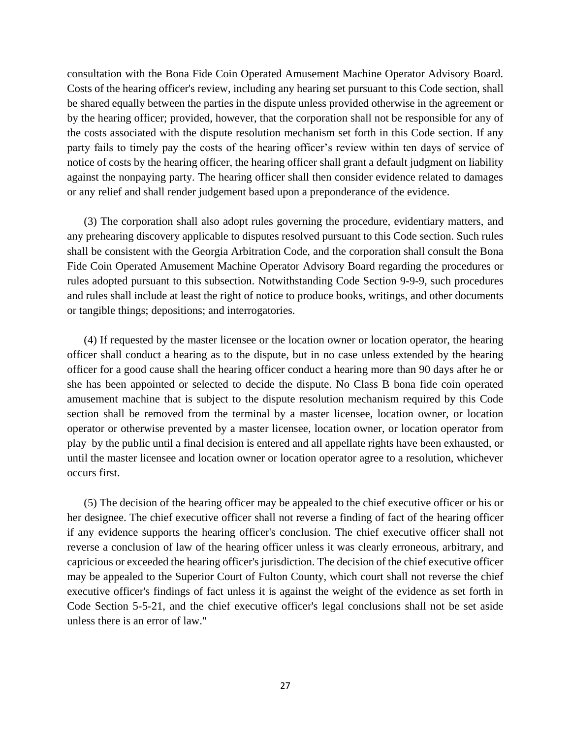consultation with the Bona Fide Coin Operated Amusement Machine Operator Advisory Board. Costs of the hearing officer's review, including any hearing set pursuant to this Code section, shall be shared equally between the parties in the dispute unless provided otherwise in the agreement or by the hearing officer; provided, however, that the corporation shall not be responsible for any of the costs associated with the dispute resolution mechanism set forth in this Code section. If any party fails to timely pay the costs of the hearing officer's review within ten days of service of notice of costs by the hearing officer, the hearing officer shall grant a default judgment on liability against the nonpaying party. The hearing officer shall then consider evidence related to damages or any relief and shall render judgement based upon a preponderance of the evidence.

(3) The corporation shall also adopt rules governing the procedure, evidentiary matters, and any prehearing discovery applicable to disputes resolved pursuant to this Code section. Such rules shall be consistent with the Georgia Arbitration Code, and the corporation shall consult the Bona Fide Coin Operated Amusement Machine Operator Advisory Board regarding the procedures or rules adopted pursuant to this subsection. Notwithstanding Code Section 9-9-9, such procedures and rules shall include at least the right of notice to produce books, writings, and other documents or tangible things; depositions; and interrogatories.

(4) If requested by the master licensee or the location owner or location operator, the hearing officer shall conduct a hearing as to the dispute, but in no case unless extended by the hearing officer for a good cause shall the hearing officer conduct a hearing more than 90 days after he or she has been appointed or selected to decide the dispute. No Class B bona fide coin operated amusement machine that is subject to the dispute resolution mechanism required by this Code section shall be removed from the terminal by a master licensee, location owner, or location operator or otherwise prevented by a master licensee, location owner, or location operator from play by the public until a final decision is entered and all appellate rights have been exhausted, or until the master licensee and location owner or location operator agree to a resolution, whichever occurs first.

(5) The decision of the hearing officer may be appealed to the chief executive officer or his or her designee. The chief executive officer shall not reverse a finding of fact of the hearing officer if any evidence supports the hearing officer's conclusion. The chief executive officer shall not reverse a conclusion of law of the hearing officer unless it was clearly erroneous, arbitrary, and capricious or exceeded the hearing officer's jurisdiction. The decision of the chief executive officer may be appealed to the Superior Court of Fulton County, which court shall not reverse the chief executive officer's findings of fact unless it is against the weight of the evidence as set forth in Code Section 5-5-21, and the chief executive officer's legal conclusions shall not be set aside unless there is an error of law."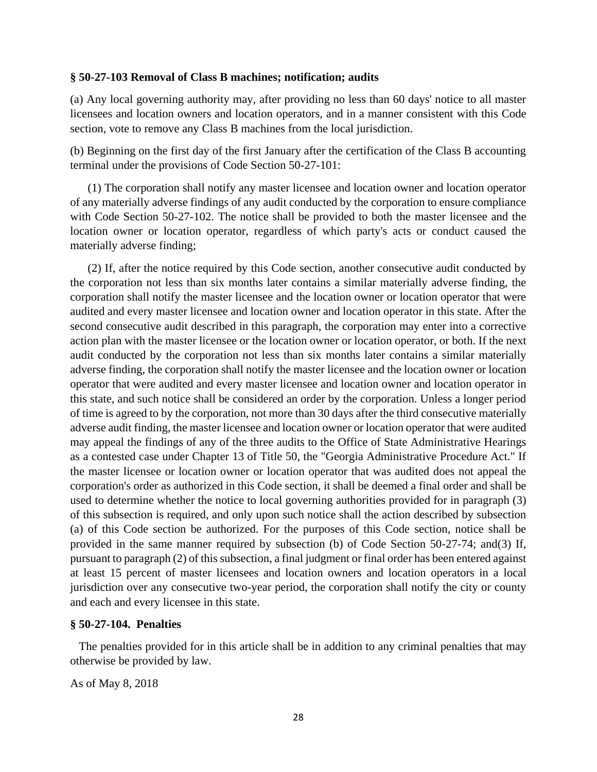**§ 50-27-103 Removal of Class B machines; notification; audits**

(a) Any local governing authority may, after providing no less than 60 days' notice to all master licensees and location owners and location operators, and in a manner consistent with this Code section, vote to remove any Class B machines from the local jurisdiction.

(b) Beginning on the first day of the first January after the certification of the Class B accounting terminal under the provisions of Code Section 50-27-101:

(1) The corporation shall notify any master licensee and location owner and location operator of any materially adverse findings of any audit conducted by the corporation to ensure compliance with Code Section 50-27-102. The notice shall be provided to both the master licensee and the location owner or location operator, regardless of which party's acts or conduct caused the materially adverse finding;

(2) If, after the notice required by this Code section, another consecutive audit conducted by the corporation not less than six months later contains a similar materially adverse finding, the corporation shall notify the master licensee and the location owner or location operator that were audited and every master licensee and location owner and location operator in this state. After the second consecutive audit described in this paragraph, the corporation may enter into a corrective action plan with the master licensee or the location owner or location operator, or both. If the next audit conducted by the corporation not less than six months later contains a similar materially adverse finding, the corporation shall notify the master licensee and the location owner or location operator that were audited and every master licensee and location owner and location operator in this state, and such notice shall be considered an order by the corporation. Unless a longer period of time is agreed to by the corporation, not more than 30 days after the third consecutive materially adverse audit finding, the master licensee and location owner or location operator that were audited may appeal the findings of any of the three audits to the Office of State Administrative Hearings as a contested case under Chapter 13 of Title 50, the "Georgia Administrative Procedure Act." If the master licensee or location owner or location operator that was audited does not appeal the corporation's order as authorized in this Code section, it shall be deemed a final order and shall be used to determine whether the notice to local governing authorities provided for in paragraph (3) of this subsection is required, and only upon such notice shall the action described by subsection (a) of this Code section be authorized. For the purposes of this Code section, notice shall be provided in the same manner required by subsection (b) of Code Section 50-27-74; and(3) If, pursuant to paragraph (2) of this subsection, a final judgment or final order has been entered against at least 15 percent of master licensees and location owners and location operators in a local jurisdiction over any consecutive two-year period, the corporation shall notify the city or county and each and every licensee in this state.

**§ 50-27-104. Penalties**

The penalties provided for in this article shall be in addition to any criminal penalties that may otherwise be provided by law.

As of May 8, 2018